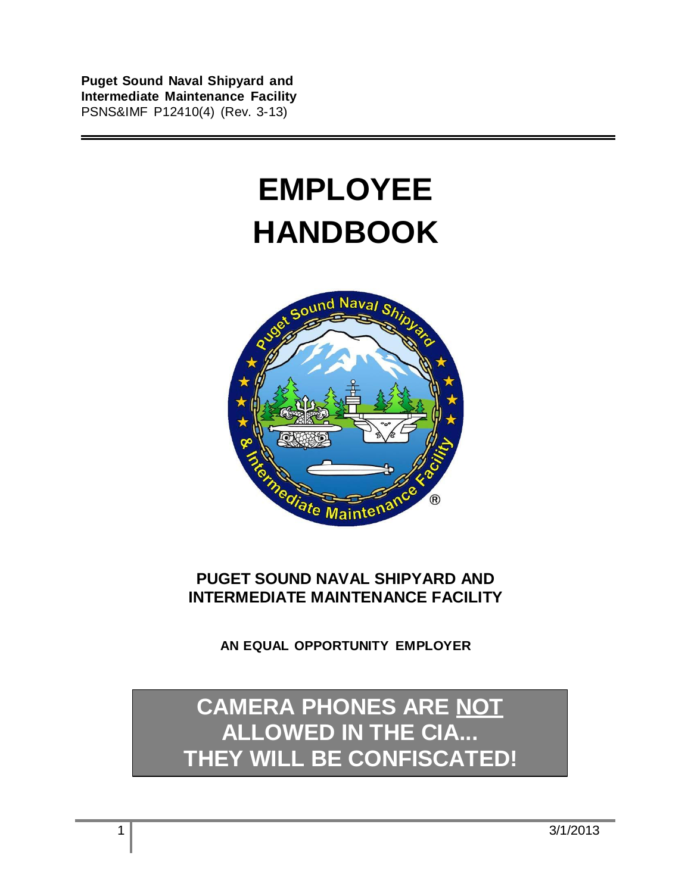**Puget Sound Naval Shipyard and Intermediate Maintenance Facility**
PSNS&IMF P12410(4) (Rev. 3-13)

# EMPLOYEE HANDBOOK

**PUGET SOUND NAVAL SHIPYARD AND INTERMEDIATE MAINTENANCE FACILITY**

**AN EQUAL OPPORTUNITY EMPLOYER**

**CAMERA PHONES ARE NOT ALLOWED IN THE CIA... THEY WILL BE CONFISCATED!**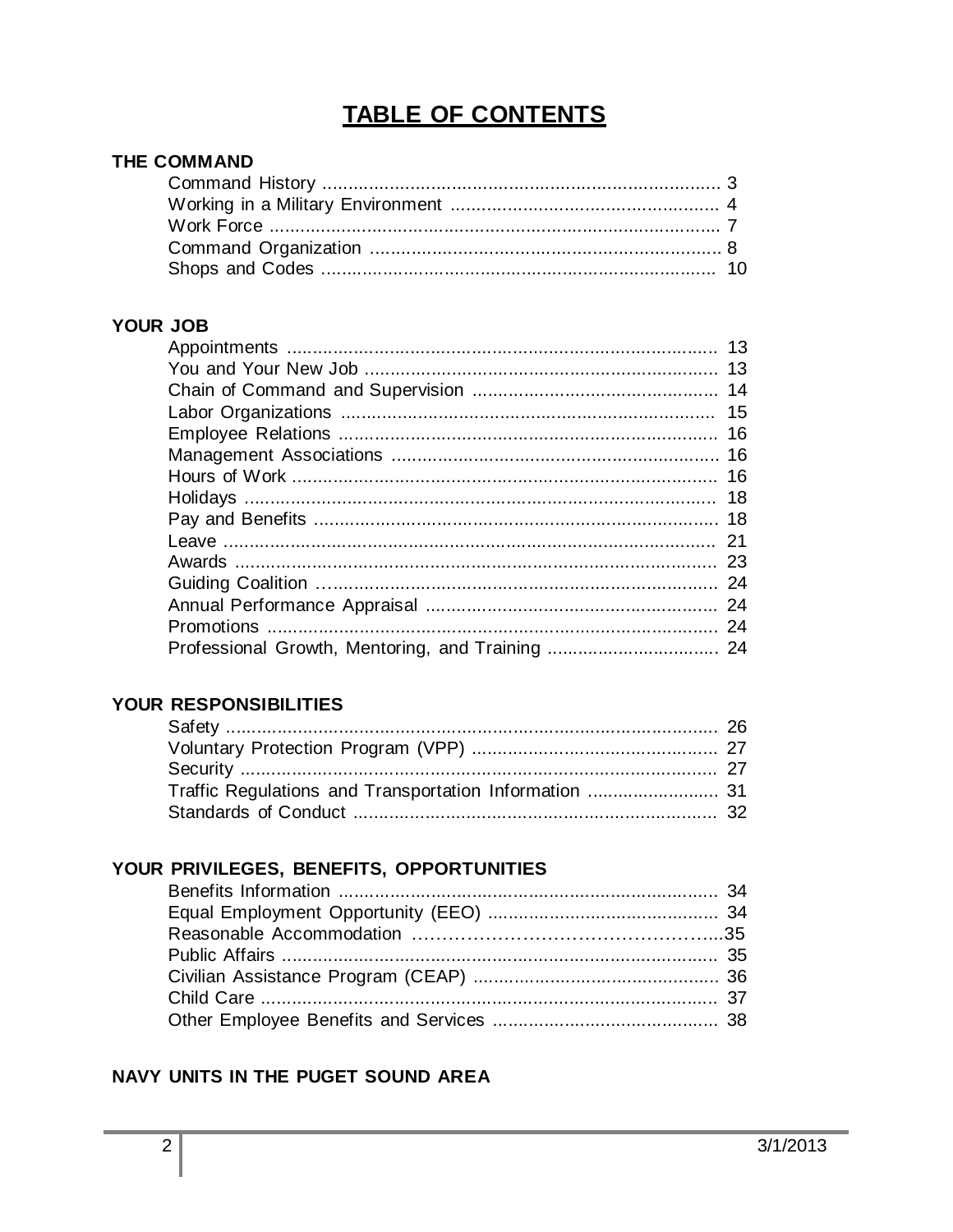# TABLE OF CONTENTS

**THE COMMAND**

- Command History .......... 3
- Working in a Military Environment .......... 4
- Work Force .......... 7
- Command Organization .......... 8
- Shops and Codes .......... 10

**YOUR JOB**

- Appointments .......... 13
- You and Your New Job .......... 13
- Chain of Command and Supervision .......... 14
- Labor Organizations .......... 15
- Employee Relations .......... 16
- Management Associations .......... 16
- Hours of Work .......... 16
- Holidays .......... 18
- Pay and Benefits .......... 18
- Leave .......... 21
- Awards .......... 23
- Guiding Coalition .......... 24
- Annual Performance Appraisal .......... 24
- Promotions .......... 24
- Professional Growth, Mentoring, and Training .......... 24

**YOUR RESPONSIBILITIES**

- Safety .......... 26
- Voluntary Protection Program (VPP) .......... 27
- Security .......... 27
- Traffic Regulations and Transportation Information .......... 31
- Standards of Conduct .......... 32

**YOUR PRIVILEGES, BENEFITS, OPPORTUNITIES**

- Benefits Information .......... 34
- Equal Employment Opportunity (EEO) .......... 34
- Reasonable Accommodation .......... 35
- Public Affairs .......... 35
- Civilian Assistance Program (CEAP) .......... 36
- Child Care .......... 37
- Other Employee Benefits and Services .......... 38

**NAVY UNITS IN THE PUGET SOUND AREA**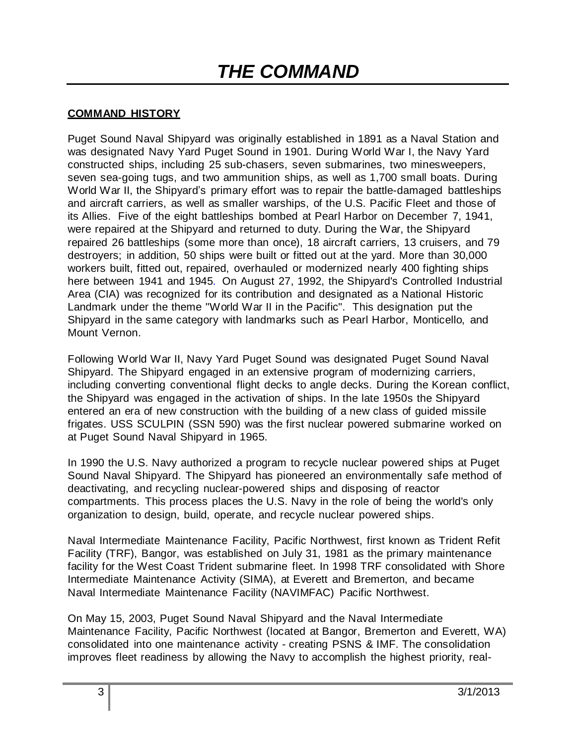# *THE COMMAND*

## **COMMAND HISTORY**

Puget Sound Naval Shipyard was originally established in 1891 as a Naval Station and was designated Navy Yard Puget Sound in 1901. During World War I, the Navy Yard constructed ships, including 25 sub-chasers, seven submarines, two minesweepers, seven sea-going tugs, and two ammunition ships, as well as 1,700 small boats. During World War II, the Shipyard's primary effort was to repair the battle-damaged battleships and aircraft carriers, as well as smaller warships, of the U.S. Pacific Fleet and those of its Allies. Five of the eight battleships bombed at Pearl Harbor on December 7, 1941, were repaired at the Shipyard and returned to duty. During the War, the Shipyard repaired 26 battleships (some more than once), 18 aircraft carriers, 13 cruisers, and 79 destroyers; in addition, 50 ships were built or fitted out at the yard. More than 30,000 workers built, fitted out, repaired, overhauled or modernized nearly 400 fighting ships here between 1941 and 1945. On August 27, 1992, the Shipyard's Controlled Industrial Area (CIA) was recognized for its contribution and designated as a National Historic Landmark under the theme "World War II in the Pacific". This designation put the Shipyard in the same category with landmarks such as Pearl Harbor, Monticello, and Mount Vernon.

Following World War II, Navy Yard Puget Sound was designated Puget Sound Naval Shipyard. The Shipyard engaged in an extensive program of modernizing carriers, including converting conventional flight decks to angle decks. During the Korean conflict, the Shipyard was engaged in the activation of ships. In the late 1950s the Shipyard entered an era of new construction with the building of a new class of guided missile frigates. USS SCULPIN (SSN 590) was the first nuclear powered submarine worked on at Puget Sound Naval Shipyard in 1965.

In 1990 the U.S. Navy authorized a program to recycle nuclear powered ships at Puget Sound Naval Shipyard. The Shipyard has pioneered an environmentally safe method of deactivating, and recycling nuclear-powered ships and disposing of reactor compartments. This process places the U.S. Navy in the role of being the world's only organization to design, build, operate, and recycle nuclear powered ships.

Naval Intermediate Maintenance Facility, Pacific Northwest, first known as Trident Refit Facility (TRF), Bangor, was established on July 31, 1981 as the primary maintenance facility for the West Coast Trident submarine fleet. In 1998 TRF consolidated with Shore Intermediate Maintenance Activity (SIMA), at Everett and Bremerton, and became Naval Intermediate Maintenance Facility (NAVIMFAC) Pacific Northwest.

On May 15, 2003, Puget Sound Naval Shipyard and the Naval Intermediate Maintenance Facility, Pacific Northwest (located at Bangor, Bremerton and Everett, WA) consolidated into one maintenance activity - creating PSNS & IMF. The consolidation improves fleet readiness by allowing the Navy to accomplish the highest priority, real-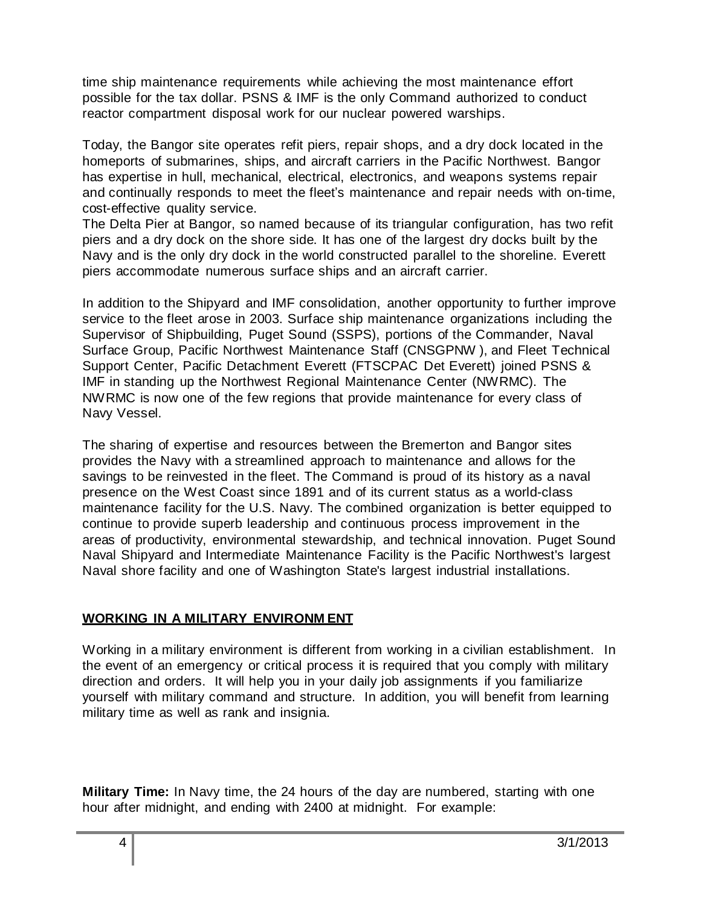time ship maintenance requirements while achieving the most maintenance effort possible for the tax dollar. PSNS & IMF is the only Command authorized to conduct reactor compartment disposal work for our nuclear powered warships.

Today, the Bangor site operates refit piers, repair shops, and a dry dock located in the homeports of submarines, ships, and aircraft carriers in the Pacific Northwest. Bangor has expertise in hull, mechanical, electrical, electronics, and weapons systems repair and continually responds to meet the fleet's maintenance and repair needs with on-time, cost-effective quality service.
The Delta Pier at Bangor, so named because of its triangular configuration, has two refit piers and a dry dock on the shore side. It has one of the largest dry docks built by the Navy and is the only dry dock in the world constructed parallel to the shoreline. Everett piers accommodate numerous surface ships and an aircraft carrier.

In addition to the Shipyard and IMF consolidation, another opportunity to further improve service to the fleet arose in 2003. Surface ship maintenance organizations including the Supervisor of Shipbuilding, Puget Sound (SSPS), portions of the Commander, Naval Surface Group, Pacific Northwest Maintenance Staff (CNSGPNW), and Fleet Technical Support Center, Pacific Detachment Everett (FTSCPAC Det Everett) joined PSNS & IMF in standing up the Northwest Regional Maintenance Center (NWRMC). The NWRMC is now one of the few regions that provide maintenance for every class of Navy Vessel.

The sharing of expertise and resources between the Bremerton and Bangor sites provides the Navy with a streamlined approach to maintenance and allows for the savings to be reinvested in the fleet. The Command is proud of its history as a naval presence on the West Coast since 1891 and of its current status as a world-class maintenance facility for the U.S. Navy. The combined organization is better equipped to continue to provide superb leadership and continuous process improvement in the areas of productivity, environmental stewardship, and technical innovation. Puget Sound Naval Shipyard and Intermediate Maintenance Facility is the Pacific Northwest's largest Naval shore facility and one of Washington State's largest industrial installations.

## WORKING IN A MILITARY ENVIRONMENT

Working in a military environment is different from working in a civilian establishment. In the event of an emergency or critical process it is required that you comply with military direction and orders. It will help you in your daily job assignments if you familiarize yourself with military command and structure. In addition, you will benefit from learning military time as well as rank and insignia.

**Military Time:** In Navy time, the 24 hours of the day are numbered, starting with one hour after midnight, and ending with 2400 at midnight. For example: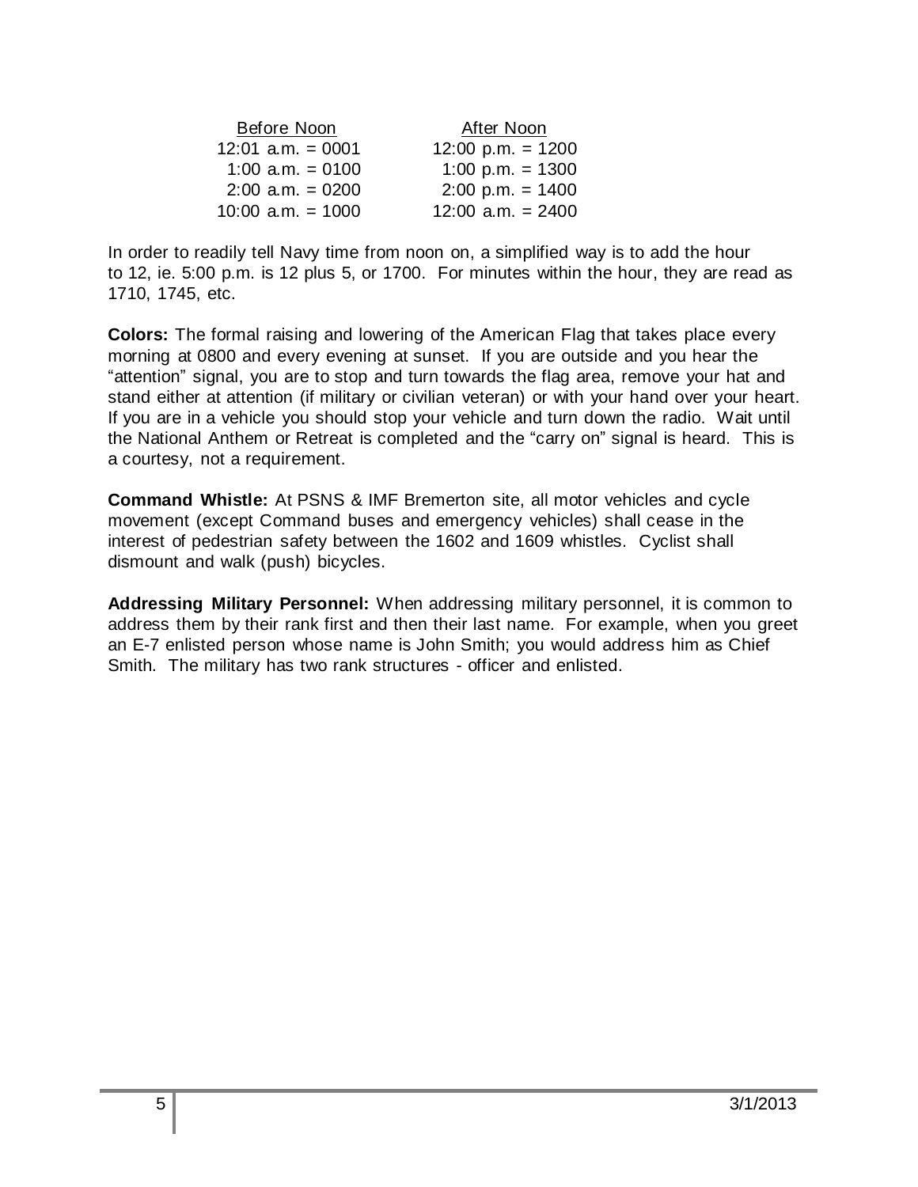| Before Noon | After Noon |
| --- | --- |
| 12:01 a.m. = 0001 | 12:00 p.m. = 1200 |
| 1:00 a.m. = 0100 | 1:00 p.m. = 1300 |
| 2:00 a.m. = 0200 | 2:00 p.m. = 1400 |
| 10:00 a.m. = 1000 | 12:00 a.m. = 2400 |

In order to readily tell Navy time from noon on, a simplified way is to add the hour to 12, ie. 5:00 p.m. is 12 plus 5, or 1700. For minutes within the hour, they are read as 1710, 1745, etc.

**Colors:** The formal raising and lowering of the American Flag that takes place every morning at 0800 and every evening at sunset. If you are outside and you hear the "attention" signal, you are to stop and turn towards the flag area, remove your hat and stand either at attention (if military or civilian veteran) or with your hand over your heart. If you are in a vehicle you should stop your vehicle and turn down the radio. Wait until the National Anthem or Retreat is completed and the "carry on" signal is heard. This is a courtesy, not a requirement.

**Command Whistle:** At PSNS & IMF Bremerton site, all motor vehicles and cycle movement (except Command buses and emergency vehicles) shall cease in the interest of pedestrian safety between the 1602 and 1609 whistles. Cyclist shall dismount and walk (push) bicycles.

**Addressing Military Personnel:** When addressing military personnel, it is common to address them by their rank first and then their last name. For example, when you greet an E-7 enlisted person whose name is John Smith; you would address him as Chief Smith. The military has two rank structures - officer and enlisted.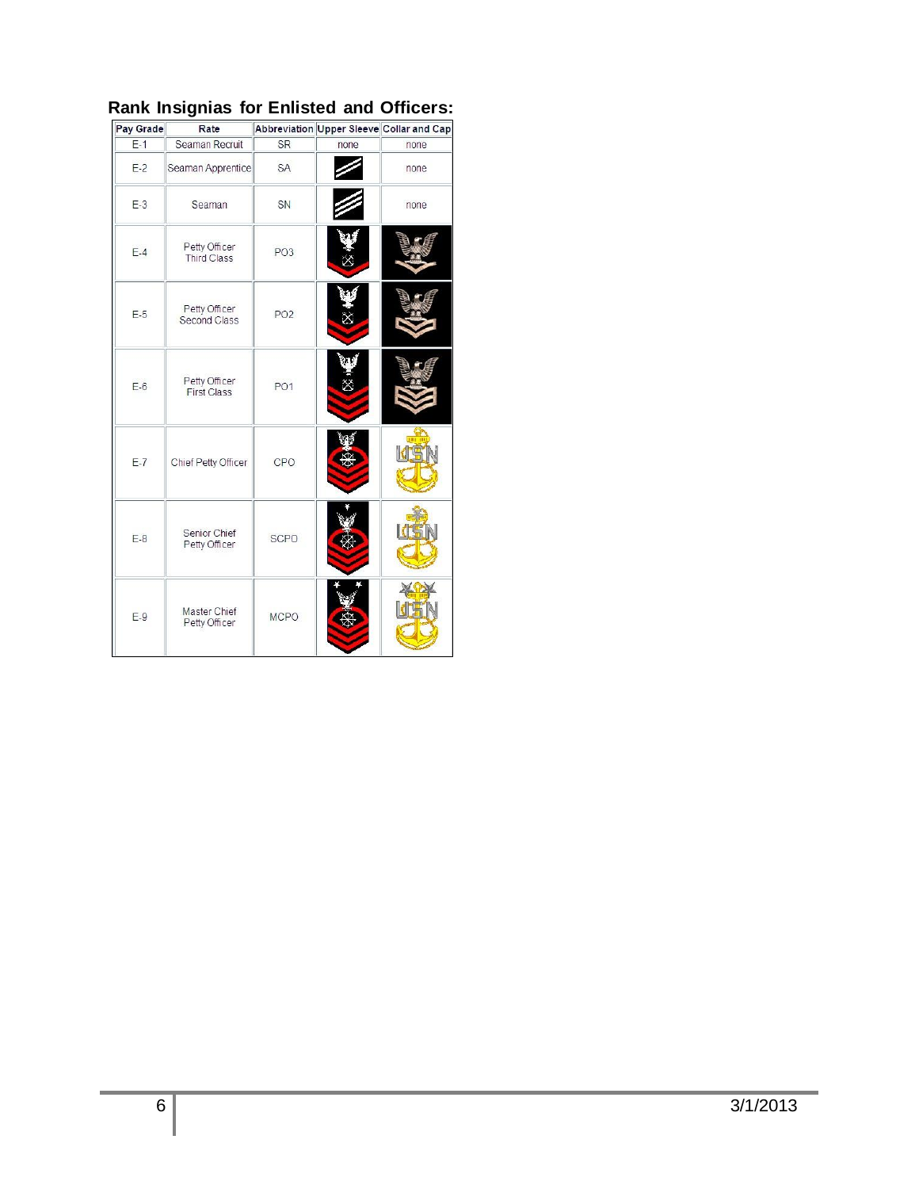## Rank Insignias for Enlisted and Officers:

| Pay Grade | Rate | Abbreviation | Upper Sleeve | Collar and Cap |
|---|---|---|---|---|
| E-1 | Seaman Recruit | SR | none | none |
| E-2 | Seaman Apprentice | SA | | none |
| E-3 | Seaman | SN | | none |
| E-4 | Petty Officer Third Class | PO3 | | |
| E-5 | Petty Officer Second Class | PO2 | | |
| E-6 | Petty Officer First Class | PO1 | | |
| E-7 | Chief Petty Officer | CPO | | |
| E-8 | Senior Chief Petty Officer | SCPO | | |
| E-9 | Master Chief Petty Officer | MCPO | | |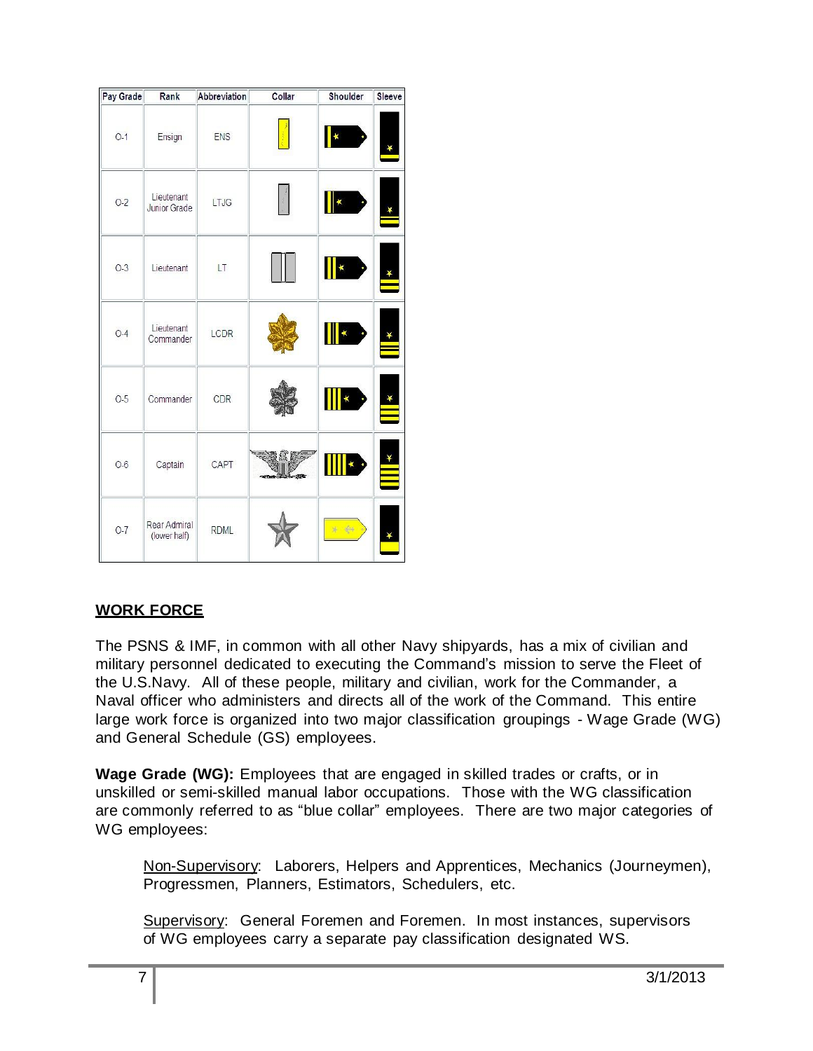| Pay Grade | Rank | Abbreviation | Collar | Shoulder | Sleeve |
|---|---|---|---|---|---|
| O-1 | Ensign | ENS | | | |
| O-2 | Lieutenant Junior Grade | LTJG | | | |
| O-3 | Lieutenant | LT | | | |
| O-4 | Lieutenant Commander | LCDR | | | |
| O-5 | Commander | CDR | | | |
| O-6 | Captain | CAPT | | | |
| O-7 | Rear Admiral (lower half) | RDML | | | |

## WORK FORCE

The PSNS & IMF, in common with all other Navy shipyards, has a mix of civilian and military personnel dedicated to executing the Command's mission to serve the Fleet of the U.S.Navy. All of these people, military and civilian, work for the Commander, a Naval officer who administers and directs all of the work of the Command. This entire large work force is organized into two major classification groupings - Wage Grade (WG) and General Schedule (GS) employees.

**Wage Grade (WG):** Employees that are engaged in skilled trades or crafts, or in unskilled or semi-skilled manual labor occupations. Those with the WG classification are commonly referred to as "blue collar" employees. There are two major categories of WG employees:

> Non-Supervisory: Laborers, Helpers and Apprentices, Mechanics (Journeymen), Progressmen, Planners, Estimators, Schedulers, etc.
>
> Supervisory: General Foremen and Foremen. In most instances, supervisors of WG employees carry a separate pay classification designated WS.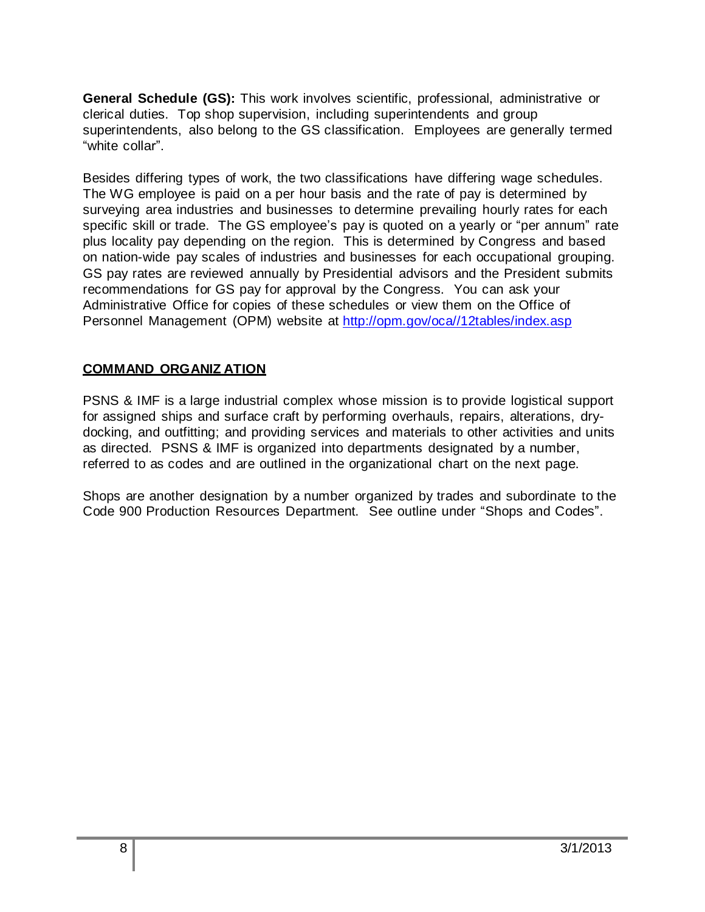**General Schedule (GS):** This work involves scientific, professional, administrative or clerical duties. Top shop supervision, including superintendents and group superintendents, also belong to the GS classification. Employees are generally termed "white collar".

Besides differing types of work, the two classifications have differing wage schedules. The WG employee is paid on a per hour basis and the rate of pay is determined by surveying area industries and businesses to determine prevailing hourly rates for each specific skill or trade. The GS employee's pay is quoted on a yearly or "per annum" rate plus locality pay depending on the region. This is determined by Congress and based on nation-wide pay scales of industries and businesses for each occupational grouping. GS pay rates are reviewed annually by Presidential advisors and the President submits recommendations for GS pay for approval by the Congress. You can ask your Administrative Office for copies of these schedules or view them on the Office of Personnel Management (OPM) website at [http://opm.gov/oca//12tables/index.asp](http://opm.gov/oca//12tables/index.asp)

## COMMAND ORGANIZATION

PSNS & IMF is a large industrial complex whose mission is to provide logistical support for assigned ships and surface craft by performing overhauls, repairs, alterations, dry-docking, and outfitting; and providing services and materials to other activities and units as directed. PSNS & IMF is organized into departments designated by a number, referred to as codes and are outlined in the organizational chart on the next page.

Shops are another designation by a number organized by trades and subordinate to the Code 900 Production Resources Department. See outline under "Shops and Codes".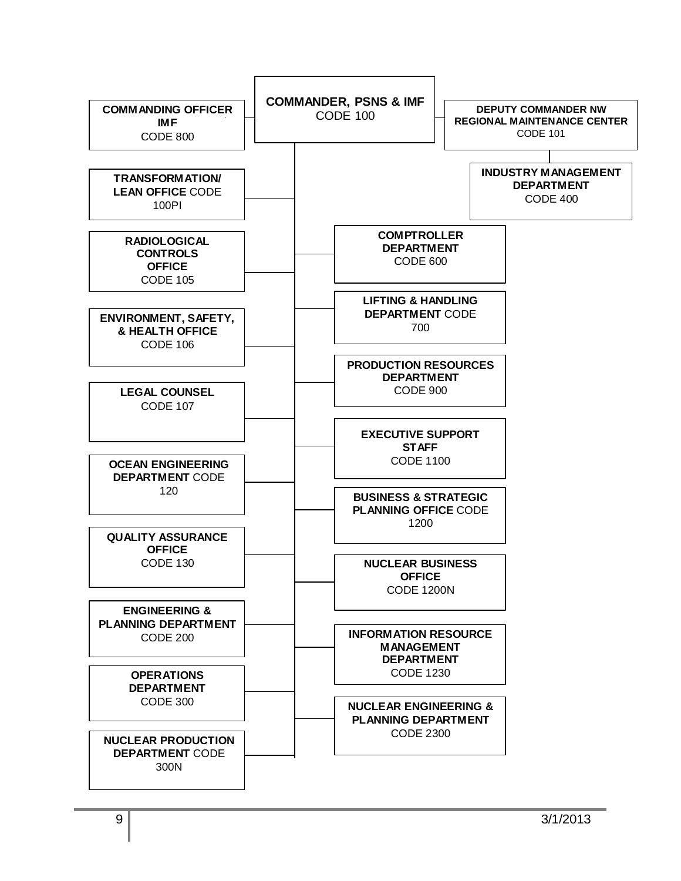**COMMANDER, PSNS & IMF**
CODE 100

- **COMMANDING OFFICER IMF** CODE 800
- **DEPUTY COMMANDER NW REGIONAL MAINTENANCE CENTER** CODE 101
  - **INDUSTRY MANAGEMENT DEPARTMENT** CODE 400
- **TRANSFORMATION/ LEAN OFFICE** CODE 100PI
- **RADIOLOGICAL CONTROLS OFFICE** CODE 105
- **ENVIRONMENT, SAFETY, & HEALTH OFFICE** CODE 106
- **LEGAL COUNSEL** CODE 107
- **OCEAN ENGINEERING DEPARTMENT** CODE 120
- **QUALITY ASSURANCE OFFICE** CODE 130
- **ENGINEERING & PLANNING DEPARTMENT** CODE 200
- **OPERATIONS DEPARTMENT** CODE 300
- **NUCLEAR PRODUCTION DEPARTMENT** CODE 300N
- **COMPTROLLER DEPARTMENT** CODE 600
- **LIFTING & HANDLING DEPARTMENT** CODE 700
- **PRODUCTION RESOURCES DEPARTMENT** CODE 900
- **EXECUTIVE SUPPORT STAFF** CODE 1100
- **BUSINESS & STRATEGIC PLANNING OFFICE** CODE 1200
- **NUCLEAR BUSINESS OFFICE** CODE 1200N
- **INFORMATION RESOURCE MANAGEMENT DEPARTMENT** CODE 1230
- **NUCLEAR ENGINEERING & PLANNING DEPARTMENT** CODE 2300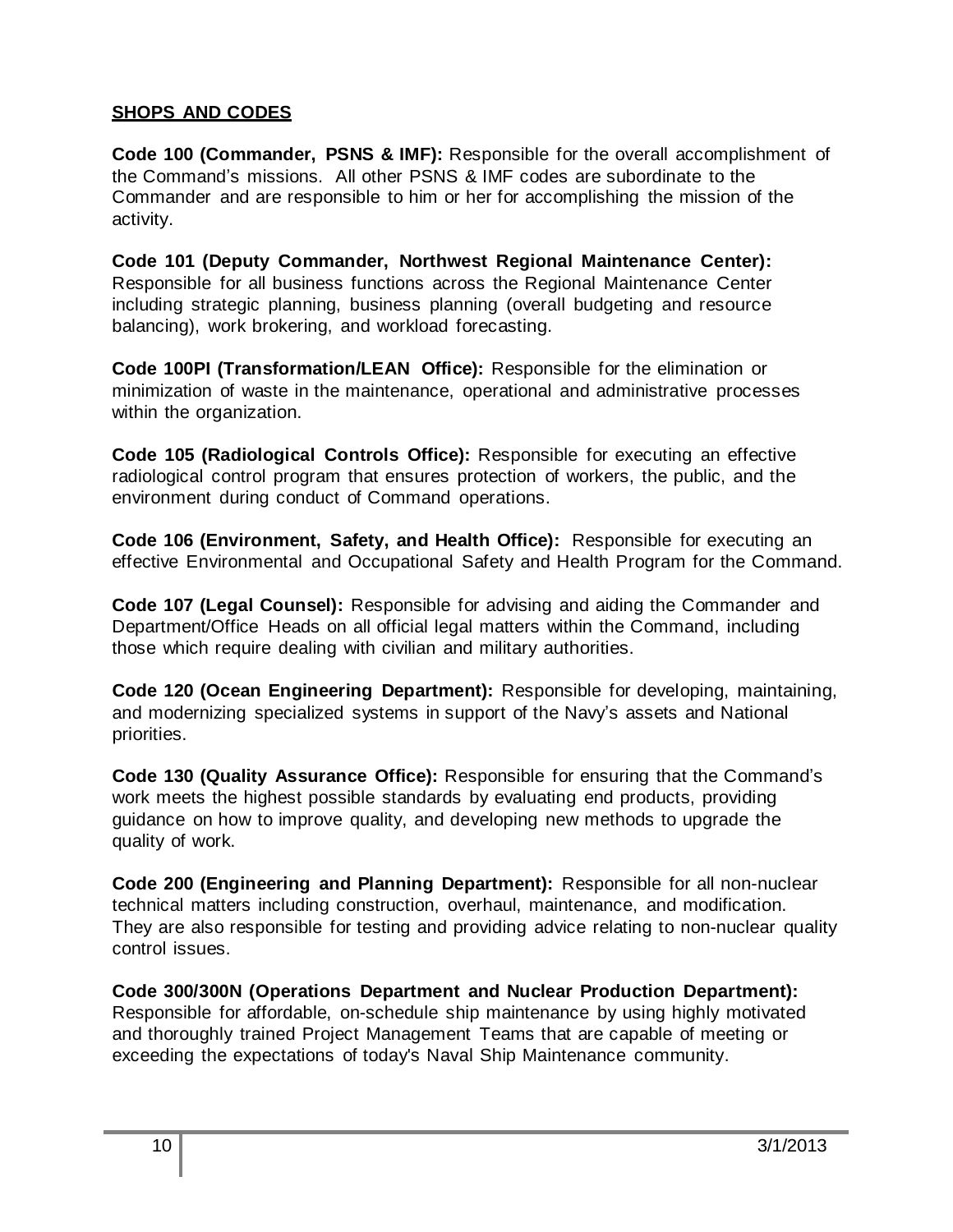## SHOPS AND CODES

**Code 100 (Commander, PSNS & IMF):** Responsible for the overall accomplishment of the Command's missions. All other PSNS & IMF codes are subordinate to the Commander and are responsible to him or her for accomplishing the mission of the activity.

**Code 101 (Deputy Commander, Northwest Regional Maintenance Center):** Responsible for all business functions across the Regional Maintenance Center including strategic planning, business planning (overall budgeting and resource balancing), work brokering, and workload forecasting.

**Code 100PI (Transformation/LEAN Office):** Responsible for the elimination or minimization of waste in the maintenance, operational and administrative processes within the organization.

**Code 105 (Radiological Controls Office):** Responsible for executing an effective radiological control program that ensures protection of workers, the public, and the environment during conduct of Command operations.

**Code 106 (Environment, Safety, and Health Office):** Responsible for executing an effective Environmental and Occupational Safety and Health Program for the Command.

**Code 107 (Legal Counsel):** Responsible for advising and aiding the Commander and Department/Office Heads on all official legal matters within the Command, including those which require dealing with civilian and military authorities.

**Code 120 (Ocean Engineering Department):** Responsible for developing, maintaining, and modernizing specialized systems in support of the Navy's assets and National priorities.

**Code 130 (Quality Assurance Office):** Responsible for ensuring that the Command's work meets the highest possible standards by evaluating end products, providing guidance on how to improve quality, and developing new methods to upgrade the quality of work.

**Code 200 (Engineering and Planning Department):** Responsible for all non-nuclear technical matters including construction, overhaul, maintenance, and modification. They are also responsible for testing and providing advice relating to non-nuclear quality control issues.

**Code 300/300N (Operations Department and Nuclear Production Department):** Responsible for affordable, on-schedule ship maintenance by using highly motivated and thoroughly trained Project Management Teams that are capable of meeting or exceeding the expectations of today's Naval Ship Maintenance community.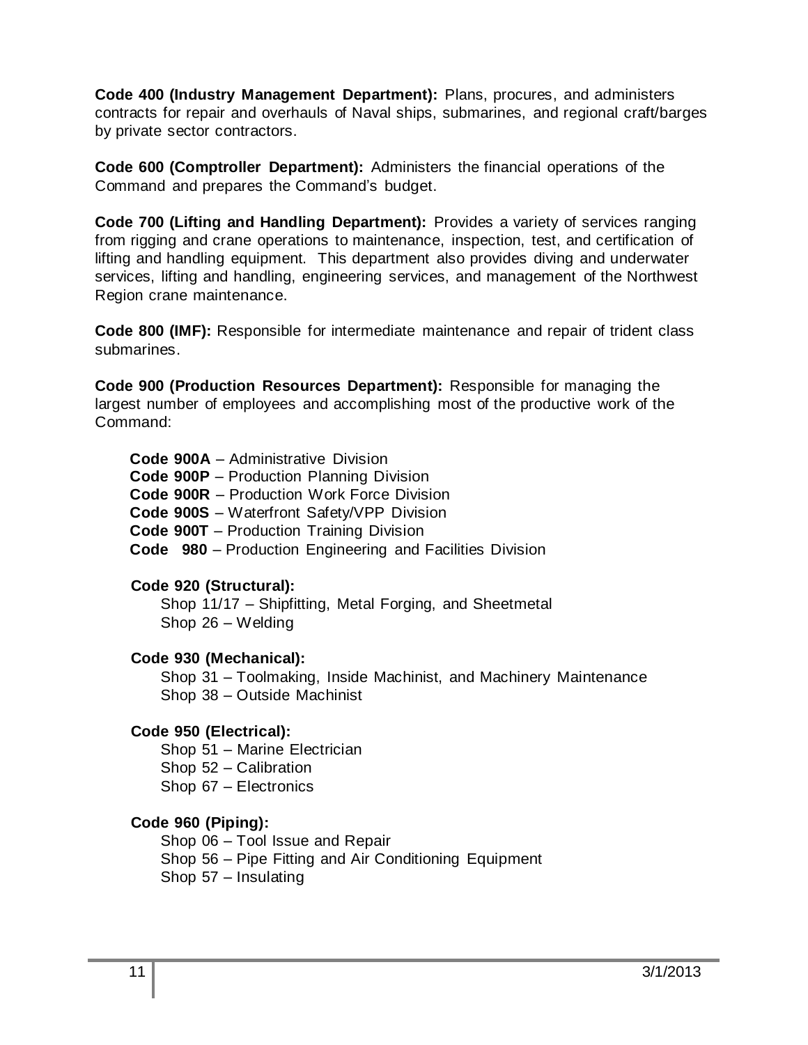**Code 400 (Industry Management Department):** Plans, procures, and administers contracts for repair and overhauls of Naval ships, submarines, and regional craft/barges by private sector contractors.

**Code 600 (Comptroller Department):** Administers the financial operations of the Command and prepares the Command's budget.

**Code 700 (Lifting and Handling Department):** Provides a variety of services ranging from rigging and crane operations to maintenance, inspection, test, and certification of lifting and handling equipment. This department also provides diving and underwater services, lifting and handling, engineering services, and management of the Northwest Region crane maintenance.

**Code 800 (IMF):** Responsible for intermediate maintenance and repair of trident class submarines.

**Code 900 (Production Resources Department):** Responsible for managing the largest number of employees and accomplishing most of the productive work of the Command:

- **Code 900A** – Administrative Division
- **Code 900P** – Production Planning Division
- **Code 900R** – Production Work Force Division
- **Code 900S** – Waterfront Safety/VPP Division
- **Code 900T** – Production Training Division
- **Code 980** – Production Engineering and Facilities Division

**Code 920 (Structural):**
- Shop 11/17 – Shipfitting, Metal Forging, and Sheetmetal
- Shop 26 – Welding

**Code 930 (Mechanical):**
- Shop 31 – Toolmaking, Inside Machinist, and Machinery Maintenance
- Shop 38 – Outside Machinist

**Code 950 (Electrical):**
- Shop 51 – Marine Electrician
- Shop 52 – Calibration
- Shop 67 – Electronics

**Code 960 (Piping):**
- Shop 06 – Tool Issue and Repair
- Shop 56 – Pipe Fitting and Air Conditioning Equipment
- Shop 57 – Insulating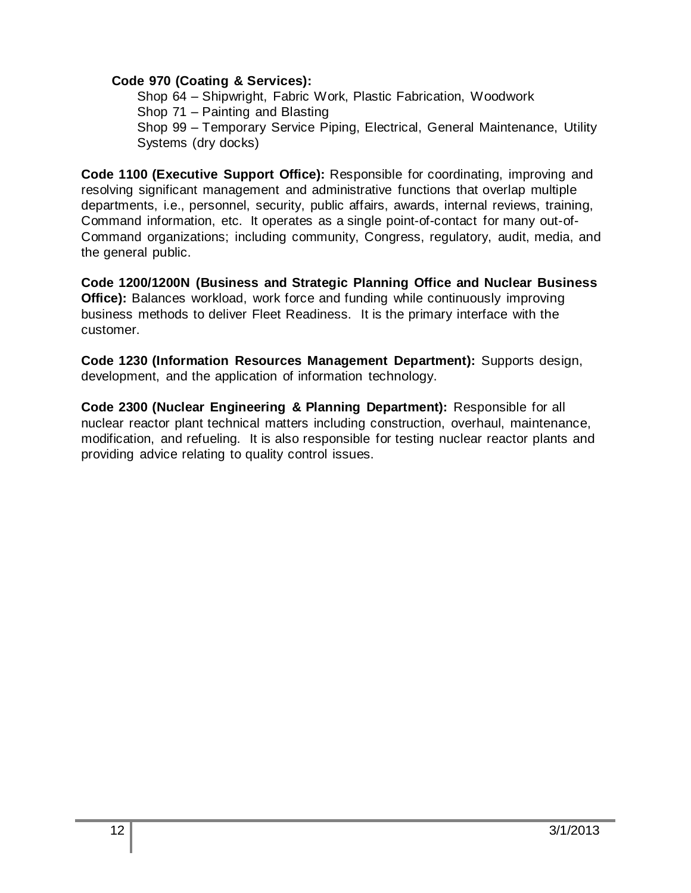**Code 970 (Coating & Services):**

Shop 64 – Shipwright, Fabric Work, Plastic Fabrication, Woodwork
Shop 71 – Painting and Blasting
Shop 99 – Temporary Service Piping, Electrical, General Maintenance, Utility Systems (dry docks)

**Code 1100 (Executive Support Office):** Responsible for coordinating, improving and resolving significant management and administrative functions that overlap multiple departments, i.e., personnel, security, public affairs, awards, internal reviews, training, Command information, etc. It operates as a single point-of-contact for many out-of-Command organizations; including community, Congress, regulatory, audit, media, and the general public.

**Code 1200/1200N (Business and Strategic Planning Office and Nuclear Business Office):** Balances workload, work force and funding while continuously improving business methods to deliver Fleet Readiness. It is the primary interface with the customer.

**Code 1230 (Information Resources Management Department):** Supports design, development, and the application of information technology.

**Code 2300 (Nuclear Engineering & Planning Department):** Responsible for all nuclear reactor plant technical matters including construction, overhaul, maintenance, modification, and refueling. It is also responsible for testing nuclear reactor plants and providing advice relating to quality control issues.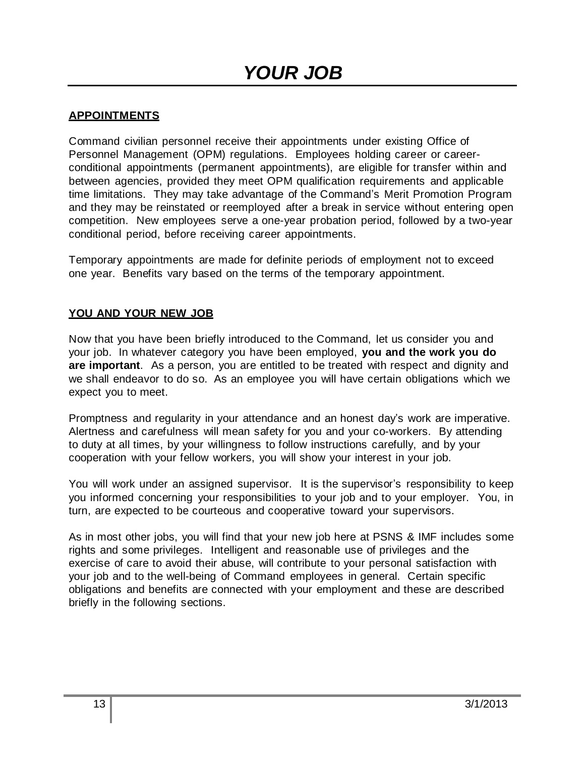# *YOUR JOB*

## APPOINTMENTS

Command civilian personnel receive their appointments under existing Office of Personnel Management (OPM) regulations. Employees holding career or career-conditional appointments (permanent appointments), are eligible for transfer within and between agencies, provided they meet OPM qualification requirements and applicable time limitations. They may take advantage of the Command's Merit Promotion Program and they may be reinstated or reemployed after a break in service without entering open competition. New employees serve a one-year probation period, followed by a two-year conditional period, before receiving career appointments.

Temporary appointments are made for definite periods of employment not to exceed one year. Benefits vary based on the terms of the temporary appointment.

## YOU AND YOUR NEW JOB

Now that you have been briefly introduced to the Command, let us consider you and your job. In whatever category you have been employed, **you and the work you do are important**. As a person, you are entitled to be treated with respect and dignity and we shall endeavor to do so. As an employee you will have certain obligations which we expect you to meet.

Promptness and regularity in your attendance and an honest day's work are imperative. Alertness and carefulness will mean safety for you and your co-workers. By attending to duty at all times, by your willingness to follow instructions carefully, and by your cooperation with your fellow workers, you will show your interest in your job.

You will work under an assigned supervisor. It is the supervisor's responsibility to keep you informed concerning your responsibilities to your job and to your employer. You, in turn, are expected to be courteous and cooperative toward your supervisors.

As in most other jobs, you will find that your new job here at PSNS & IMF includes some rights and some privileges. Intelligent and reasonable use of privileges and the exercise of care to avoid their abuse, will contribute to your personal satisfaction with your job and to the well-being of Command employees in general. Certain specific obligations and benefits are connected with your employment and these are described briefly in the following sections.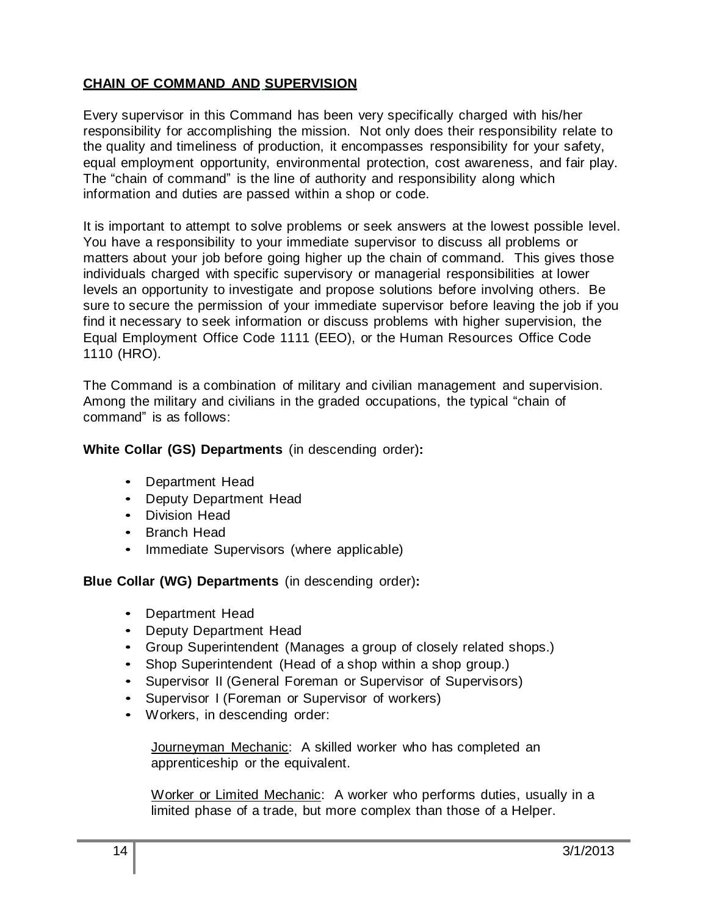## **CHAIN OF COMMAND AND SUPERVISION**

Every supervisor in this Command has been very specifically charged with his/her responsibility for accomplishing the mission. Not only does their responsibility relate to the quality and timeliness of production, it encompasses responsibility for your safety, equal employment opportunity, environmental protection, cost awareness, and fair play. The "chain of command" is the line of authority and responsibility along which information and duties are passed within a shop or code.

It is important to attempt to solve problems or seek answers at the lowest possible level. You have a responsibility to your immediate supervisor to discuss all problems or matters about your job before going higher up the chain of command. This gives those individuals charged with specific supervisory or managerial responsibilities at lower levels an opportunity to investigate and propose solutions before involving others. Be sure to secure the permission of your immediate supervisor before leaving the job if you find it necessary to seek information or discuss problems with higher supervision, the Equal Employment Office Code 1111 (EEO), or the Human Resources Office Code 1110 (HRO).

The Command is a combination of military and civilian management and supervision. Among the military and civilians in the graded occupations, the typical "chain of command" is as follows:

**White Collar (GS) Departments** (in descending order)**:**

- Department Head
- Deputy Department Head
- Division Head
- Branch Head
- Immediate Supervisors (where applicable)

**Blue Collar (WG) Departments** (in descending order)**:**

- Department Head
- Deputy Department Head
- Group Superintendent (Manages a group of closely related shops.)
- Shop Superintendent (Head of a shop within a shop group.)
- Supervisor II (General Foreman or Supervisor of Supervisors)
- Supervisor I (Foreman or Supervisor of workers)
- Workers, in descending order:

  Journeyman Mechanic: A skilled worker who has completed an apprenticeship or the equivalent.

  Worker or Limited Mechanic: A worker who performs duties, usually in a limited phase of a trade, but more complex than those of a Helper.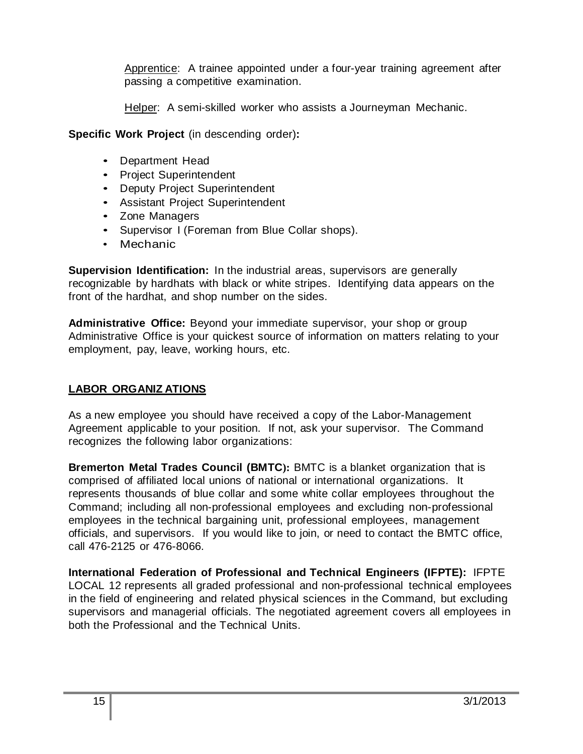Apprentice: A trainee appointed under a four-year training agreement after passing a competitive examination.

Helper: A semi-skilled worker who assists a Journeyman Mechanic.

**Specific Work Project** (in descending order)**:**

- Department Head
- Project Superintendent
- Deputy Project Superintendent
- Assistant Project Superintendent
- Zone Managers
- Supervisor I (Foreman from Blue Collar shops).
- Mechanic

**Supervision Identification:** In the industrial areas, supervisors are generally recognizable by hardhats with black or white stripes. Identifying data appears on the front of the hardhat, and shop number on the sides.

**Administrative Office:** Beyond your immediate supervisor, your shop or group Administrative Office is your quickest source of information on matters relating to your employment, pay, leave, working hours, etc.

## LABOR ORGANIZATIONS

As a new employee you should have received a copy of the Labor-Management Agreement applicable to your position. If not, ask your supervisor. The Command recognizes the following labor organizations:

**Bremerton Metal Trades Council (BMTC):** BMTC is a blanket organization that is comprised of affiliated local unions of national or international organizations. It represents thousands of blue collar and some white collar employees throughout the Command; including all non-professional employees and excluding non-professional employees in the technical bargaining unit, professional employees, management officials, and supervisors. If you would like to join, or need to contact the BMTC office, call 476-2125 or 476-8066.

**International Federation of Professional and Technical Engineers (IFPTE):** IFPTE LOCAL 12 represents all graded professional and non-professional technical employees in the field of engineering and related physical sciences in the Command, but excluding supervisors and managerial officials. The negotiated agreement covers all employees in both the Professional and the Technical Units.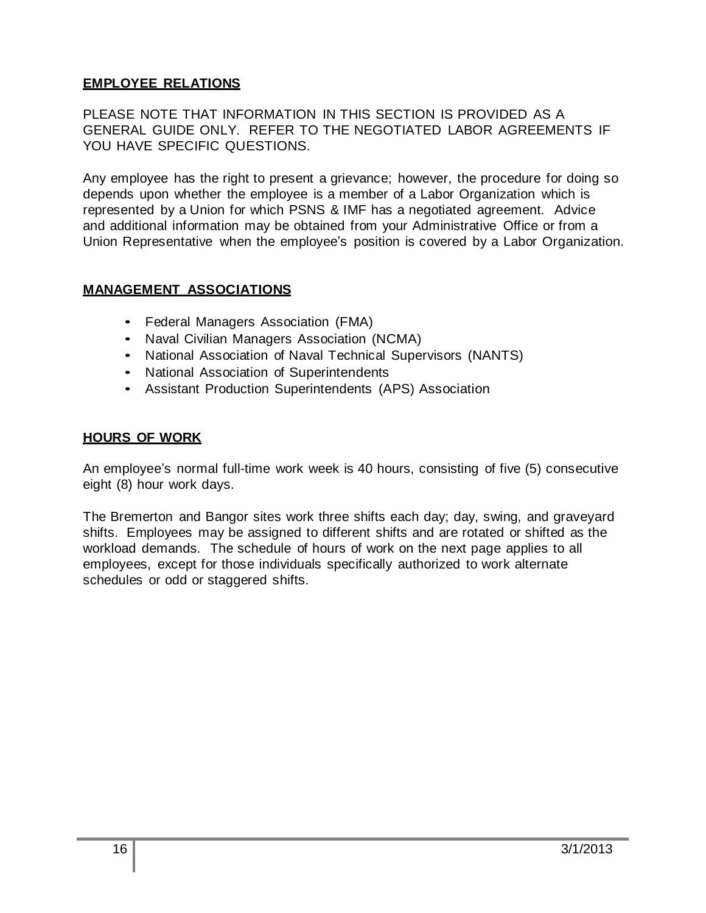## EMPLOYEE RELATIONS

PLEASE NOTE THAT INFORMATION IN THIS SECTION IS PROVIDED AS A GENERAL GUIDE ONLY. REFER TO THE NEGOTIATED LABOR AGREEMENTS IF YOU HAVE SPECIFIC QUESTIONS.

Any employee has the right to present a grievance; however, the procedure for doing so depends upon whether the employee is a member of a Labor Organization which is represented by a Union for which PSNS & IMF has a negotiated agreement. Advice and additional information may be obtained from your Administrative Office or from a Union Representative when the employee's position is covered by a Labor Organization.

## MANAGEMENT ASSOCIATIONS

- Federal Managers Association (FMA)
- Naval Civilian Managers Association (NCMA)
- National Association of Naval Technical Supervisors (NANTS)
- National Association of Superintendents
- Assistant Production Superintendents (APS) Association

## HOURS OF WORK

An employee's normal full-time work week is 40 hours, consisting of five (5) consecutive eight (8) hour work days.

The Bremerton and Bangor sites work three shifts each day; day, swing, and graveyard shifts. Employees may be assigned to different shifts and are rotated or shifted as the workload demands. The schedule of hours of work on the next page applies to all employees, except for those individuals specifically authorized to work alternate schedules or odd or staggered shifts.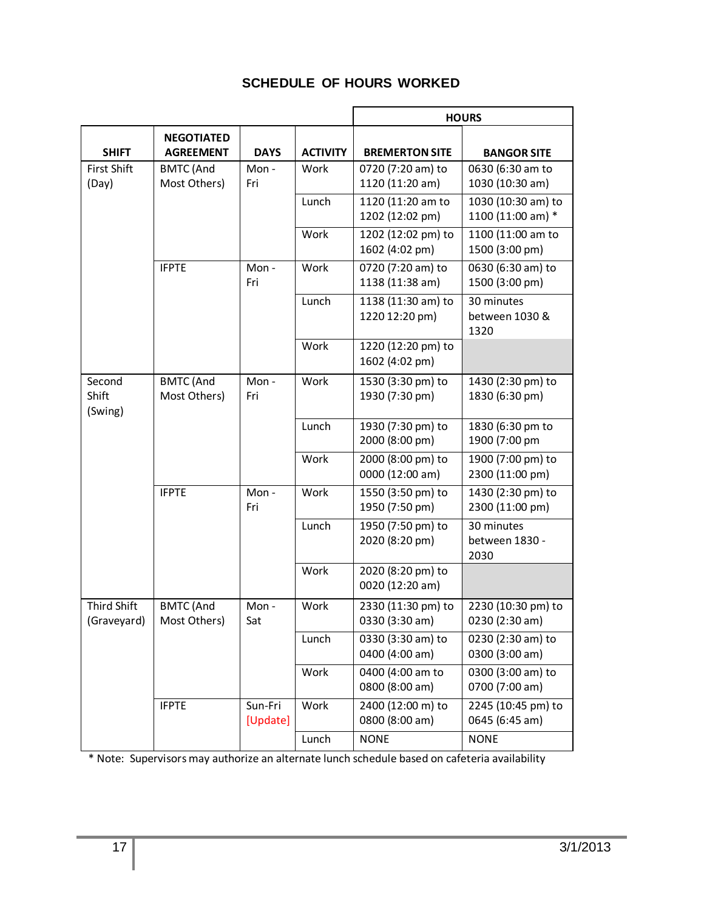# SCHEDULE OF HOURS WORKED

| SHIFT | NEGOTIATED AGREEMENT | DAYS | ACTIVITY | HOURS: BREMERTON SITE | HOURS: BANGOR SITE |
|---|---|---|---|---|---|
| First Shift (Day) | BMTC (And Most Others) | Mon - Fri | Work | 0720 (7:20 am) to 1120 (11:20 am) | 0630 (6:30 am to 1030 (10:30 am) |
| | | | Lunch | 1120 (11:20 am to 1202 (12:02 pm) | 1030 (10:30 am) to 1100 (11:00 am) * |
| | | | Work | 1202 (12:02 pm) to 1602 (4:02 pm) | 1100 (11:00 am to 1500 (3:00 pm) |
| | IFPTE | Mon - Fri | Work | 0720 (7:20 am) to 1138 (11:38 am) | 0630 (6:30 am) to 1500 (3:00 pm) |
| | | | Lunch | 1138 (11:30 am) to 1220 12:20 pm) | 30 minutes between 1030 & 1320 |
| | | | Work | 1220 (12:20 pm) to 1602 (4:02 pm) | |
| Second Shift (Swing) | BMTC (And Most Others) | Mon - Fri | Work | 1530 (3:30 pm) to 1930 (7:30 pm) | 1430 (2:30 pm) to 1830 (6:30 pm) |
| | | | Lunch | 1930 (7:30 pm) to 2000 (8:00 pm) | 1830 (6:30 pm to 1900 (7:00 pm |
| | | | Work | 2000 (8:00 pm) to 0000 (12:00 am) | 1900 (7:00 pm) to 2300 (11:00 pm) |
| | IFPTE | Mon - Fri | Work | 1550 (3:50 pm) to 1950 (7:50 pm) | 1430 (2:30 pm) to 2300 (11:00 pm) |
| | | | Lunch | 1950 (7:50 pm) to 2020 (8:20 pm) | 30 minutes between 1830 - 2030 |
| | | | Work | 2020 (8:20 pm) to 0020 (12:20 am) | |
| Third Shift (Graveyard) | BMTC (And Most Others) | Mon - Sat | Work | 2330 (11:30 pm) to 0330 (3:30 am) | 2230 (10:30 pm) to 0230 (2:30 am) |
| | | | Lunch | 0330 (3:30 am) to 0400 (4:00 am) | 0230 (2:30 am) to 0300 (3:00 am) |
| | | | Work | 0400 (4:00 am to 0800 (8:00 am) | 0300 (3:00 am) to 0700 (7:00 am) |
| | IFPTE | Sun-Fri [Update] | Work | 2400 (12:00 m) to 0800 (8:00 am) | 2245 (10:45 pm) to 0645 (6:45 am) |
| | | | Lunch | NONE | NONE |

* Note: Supervisors may authorize an alternate lunch schedule based on cafeteria availability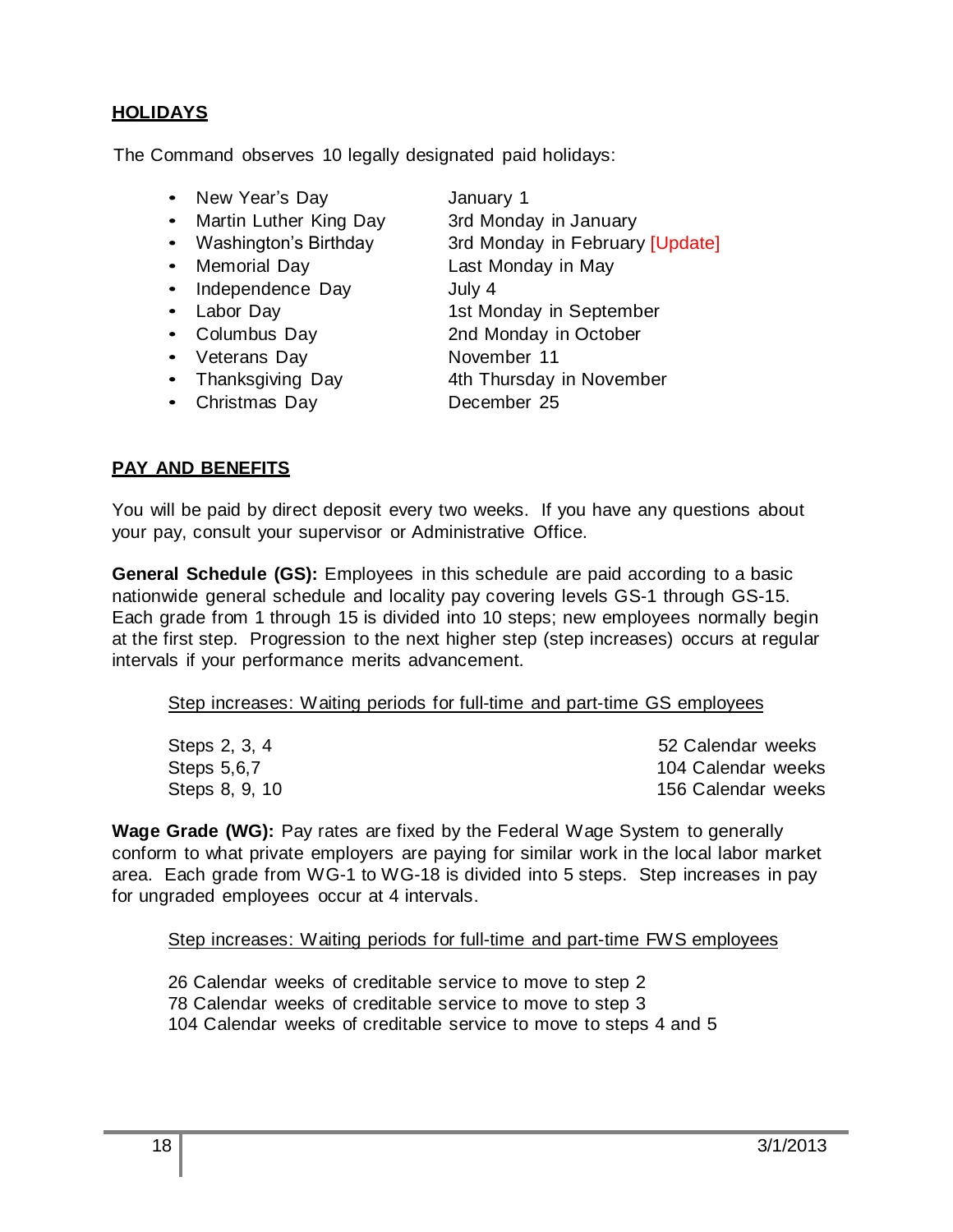## HOLIDAYS

The Command observes 10 legally designated paid holidays:

- New Year's Day — January 1
- Martin Luther King Day — 3rd Monday in January
- Washington's Birthday — 3rd Monday in February [Update]
- Memorial Day — Last Monday in May
- Independence Day — July 4
- Labor Day — 1st Monday in September
- Columbus Day — 2nd Monday in October
- Veterans Day — November 11
- Thanksgiving Day — 4th Thursday in November
- Christmas Day — December 25

## PAY AND BENEFITS

You will be paid by direct deposit every two weeks. If you have any questions about your pay, consult your supervisor or Administrative Office.

**General Schedule (GS):** Employees in this schedule are paid according to a basic nationwide general schedule and locality pay covering levels GS-1 through GS-15. Each grade from 1 through 15 is divided into 10 steps; new employees normally begin at the first step. Progression to the next higher step (step increases) occurs at regular intervals if your performance merits advancement.

Step increases: Waiting periods for full-time and part-time GS employees

| Steps | Waiting period |
|---|---|
| Steps 2, 3, 4 | 52 Calendar weeks |
| Steps 5,6,7 | 104 Calendar weeks |
| Steps 8, 9, 10 | 156 Calendar weeks |

**Wage Grade (WG):** Pay rates are fixed by the Federal Wage System to generally conform to what private employers are paying for similar work in the local labor market area. Each grade from WG-1 to WG-18 is divided into 5 steps. Step increases in pay for ungraded employees occur at 4 intervals.

Step increases: Waiting periods for full-time and part-time FWS employees

26 Calendar weeks of creditable service to move to step 2
78 Calendar weeks of creditable service to move to step 3
104 Calendar weeks of creditable service to move to steps 4 and 5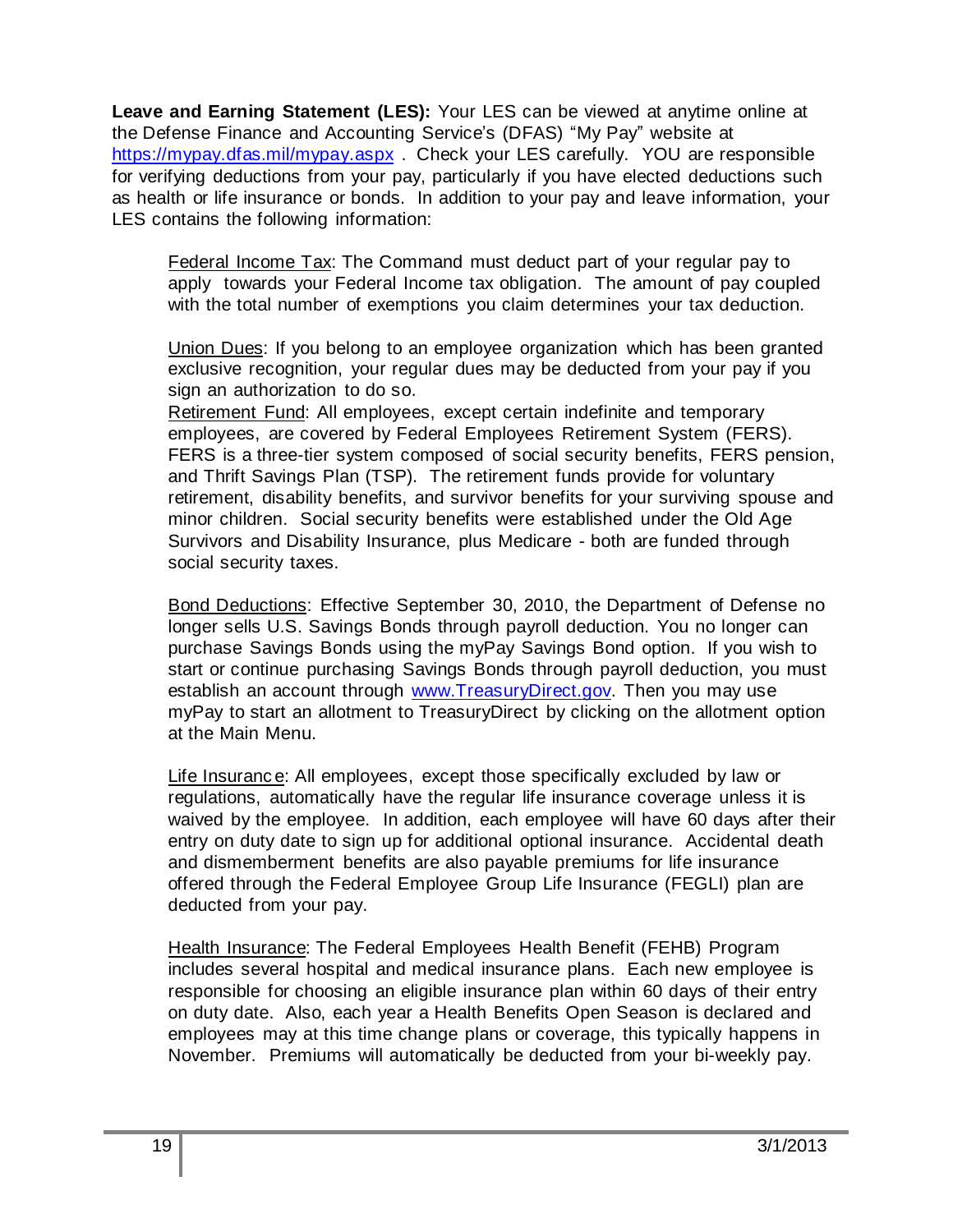**Leave and Earning Statement (LES):** Your LES can be viewed at anytime online at the Defense Finance and Accounting Service's (DFAS) "My Pay" website at https://mypay.dfas.mil/mypay.aspx . Check your LES carefully. YOU are responsible for verifying deductions from your pay, particularly if you have elected deductions such as health or life insurance or bonds. In addition to your pay and leave information, your LES contains the following information:

Federal Income Tax: The Command must deduct part of your regular pay to apply towards your Federal Income tax obligation. The amount of pay coupled with the total number of exemptions you claim determines your tax deduction.

Union Dues: If you belong to an employee organization which has been granted exclusive recognition, your regular dues may be deducted from your pay if you sign an authorization to do so.

Retirement Fund: All employees, except certain indefinite and temporary employees, are covered by Federal Employees Retirement System (FERS). FERS is a three-tier system composed of social security benefits, FERS pension, and Thrift Savings Plan (TSP). The retirement funds provide for voluntary retirement, disability benefits, and survivor benefits for your surviving spouse and minor children. Social security benefits were established under the Old Age Survivors and Disability Insurance, plus Medicare - both are funded through social security taxes.

Bond Deductions: Effective September 30, 2010, the Department of Defense no longer sells U.S. Savings Bonds through payroll deduction. You no longer can purchase Savings Bonds using the myPay Savings Bond option. If you wish to start or continue purchasing Savings Bonds through payroll deduction, you must establish an account through www.TreasuryDirect.gov. Then you may use myPay to start an allotment to TreasuryDirect by clicking on the allotment option at the Main Menu.

Life Insurance: All employees, except those specifically excluded by law or regulations, automatically have the regular life insurance coverage unless it is waived by the employee. In addition, each employee will have 60 days after their entry on duty date to sign up for additional optional insurance. Accidental death and dismemberment benefits are also payable premiums for life insurance offered through the Federal Employee Group Life Insurance (FEGLI) plan are deducted from your pay.

Health Insurance: The Federal Employees Health Benefit (FEHB) Program includes several hospital and medical insurance plans. Each new employee is responsible for choosing an eligible insurance plan within 60 days of their entry on duty date. Also, each year a Health Benefits Open Season is declared and employees may at this time change plans or coverage, this typically happens in November. Premiums will automatically be deducted from your bi-weekly pay.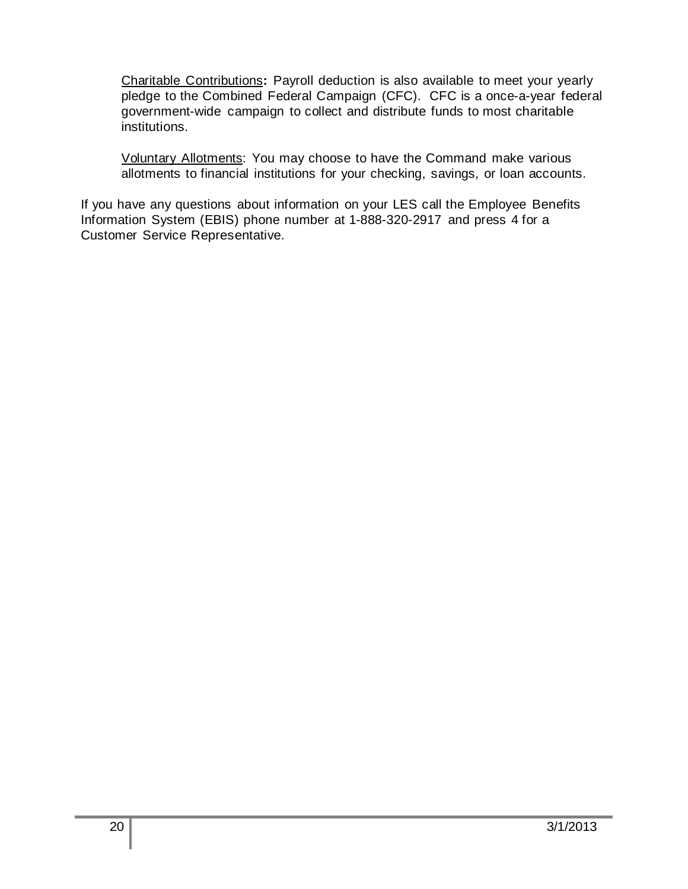Charitable Contributions**:** Payroll deduction is also available to meet your yearly pledge to the Combined Federal Campaign (CFC). CFC is a once-a-year federal government-wide campaign to collect and distribute funds to most charitable institutions.

Voluntary Allotments: You may choose to have the Command make various allotments to financial institutions for your checking, savings, or loan accounts.

If you have any questions about information on your LES call the Employee Benefits Information System (EBIS) phone number at 1-888-320-2917 and press 4 for a Customer Service Representative.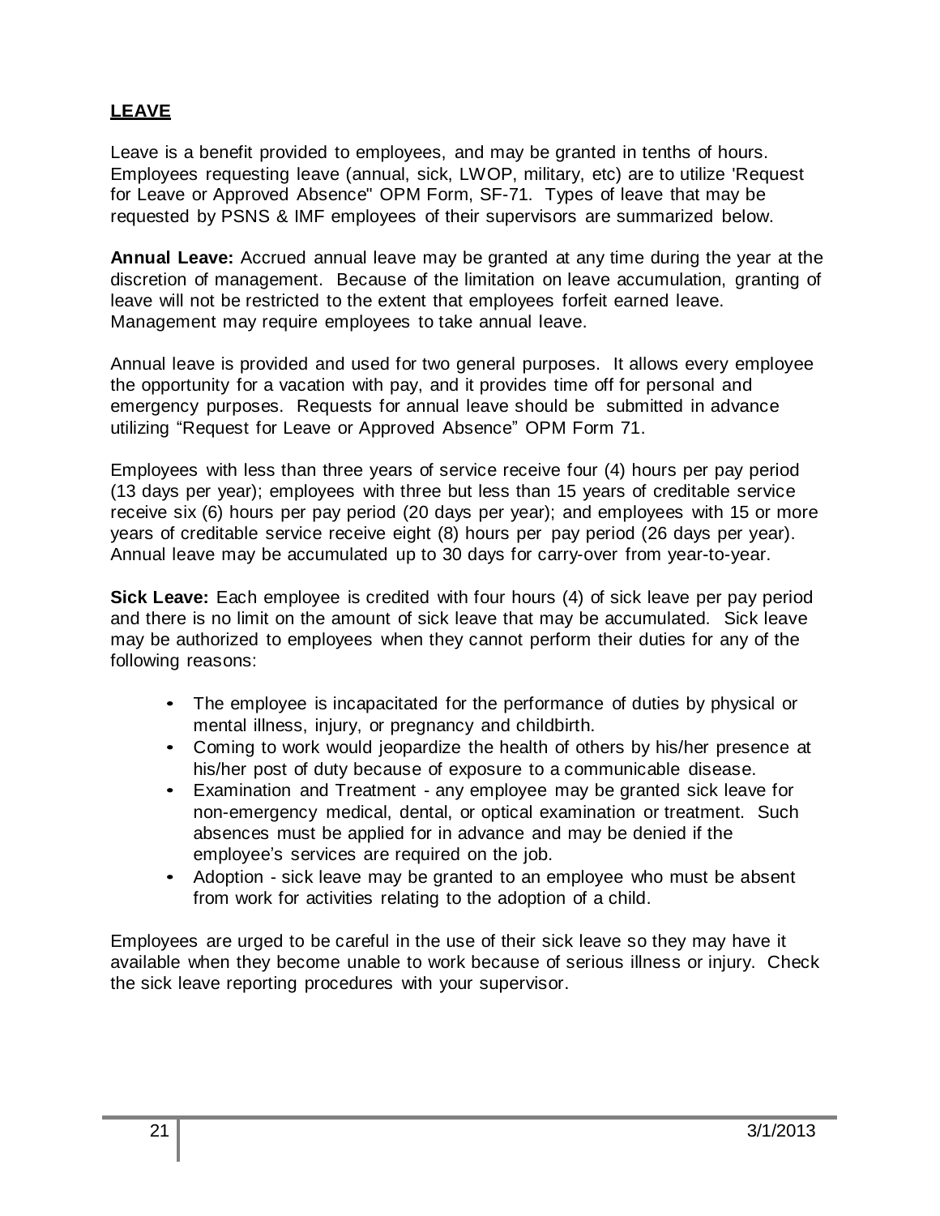## LEAVE

Leave is a benefit provided to employees, and may be granted in tenths of hours. Employees requesting leave (annual, sick, LWOP, military, etc) are to utilize 'Request for Leave or Approved Absence" OPM Form, SF-71. Types of leave that may be requested by PSNS & IMF employees of their supervisors are summarized below.

**Annual Leave:** Accrued annual leave may be granted at any time during the year at the discretion of management. Because of the limitation on leave accumulation, granting of leave will not be restricted to the extent that employees forfeit earned leave. Management may require employees to take annual leave.

Annual leave is provided and used for two general purposes. It allows every employee the opportunity for a vacation with pay, and it provides time off for personal and emergency purposes. Requests for annual leave should be submitted in advance utilizing "Request for Leave or Approved Absence" OPM Form 71.

Employees with less than three years of service receive four (4) hours per pay period (13 days per year); employees with three but less than 15 years of creditable service receive six (6) hours per pay period (20 days per year); and employees with 15 or more years of creditable service receive eight (8) hours per pay period (26 days per year). Annual leave may be accumulated up to 30 days for carry-over from year-to-year.

**Sick Leave:** Each employee is credited with four hours (4) of sick leave per pay period and there is no limit on the amount of sick leave that may be accumulated. Sick leave may be authorized to employees when they cannot perform their duties for any of the following reasons:

- The employee is incapacitated for the performance of duties by physical or mental illness, injury, or pregnancy and childbirth.
- Coming to work would jeopardize the health of others by his/her presence at his/her post of duty because of exposure to a communicable disease.
- Examination and Treatment - any employee may be granted sick leave for non-emergency medical, dental, or optical examination or treatment. Such absences must be applied for in advance and may be denied if the employee's services are required on the job.
- Adoption - sick leave may be granted to an employee who must be absent from work for activities relating to the adoption of a child.

Employees are urged to be careful in the use of their sick leave so they may have it available when they become unable to work because of serious illness or injury. Check the sick leave reporting procedures with your supervisor.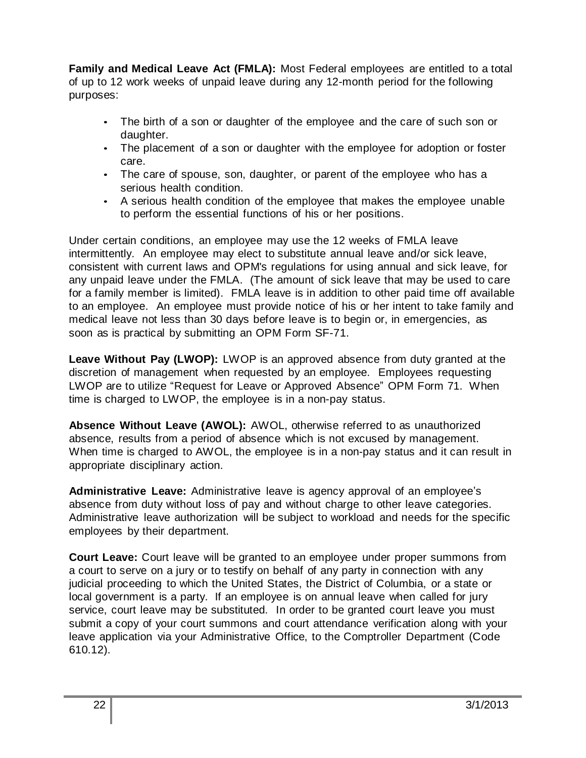**Family and Medical Leave Act (FMLA):** Most Federal employees are entitled to a total of up to 12 work weeks of unpaid leave during any 12-month period for the following purposes:

- The birth of a son or daughter of the employee and the care of such son or daughter.
- The placement of a son or daughter with the employee for adoption or foster care.
- The care of spouse, son, daughter, or parent of the employee who has a serious health condition.
- A serious health condition of the employee that makes the employee unable to perform the essential functions of his or her positions.

Under certain conditions, an employee may use the 12 weeks of FMLA leave intermittently. An employee may elect to substitute annual leave and/or sick leave, consistent with current laws and OPM's regulations for using annual and sick leave, for any unpaid leave under the FMLA. (The amount of sick leave that may be used to care for a family member is limited). FMLA leave is in addition to other paid time off available to an employee. An employee must provide notice of his or her intent to take family and medical leave not less than 30 days before leave is to begin or, in emergencies, as soon as is practical by submitting an OPM Form SF-71.

**Leave Without Pay (LWOP):** LWOP is an approved absence from duty granted at the discretion of management when requested by an employee. Employees requesting LWOP are to utilize "Request for Leave or Approved Absence" OPM Form 71. When time is charged to LWOP, the employee is in a non-pay status.

**Absence Without Leave (AWOL):** AWOL, otherwise referred to as unauthorized absence, results from a period of absence which is not excused by management. When time is charged to AWOL, the employee is in a non-pay status and it can result in appropriate disciplinary action.

**Administrative Leave:** Administrative leave is agency approval of an employee's absence from duty without loss of pay and without charge to other leave categories. Administrative leave authorization will be subject to workload and needs for the specific employees by their department.

**Court Leave:** Court leave will be granted to an employee under proper summons from a court to serve on a jury or to testify on behalf of any party in connection with any judicial proceeding to which the United States, the District of Columbia, or a state or local government is a party. If an employee is on annual leave when called for jury service, court leave may be substituted. In order to be granted court leave you must submit a copy of your court summons and court attendance verification along with your leave application via your Administrative Office, to the Comptroller Department (Code 610.12).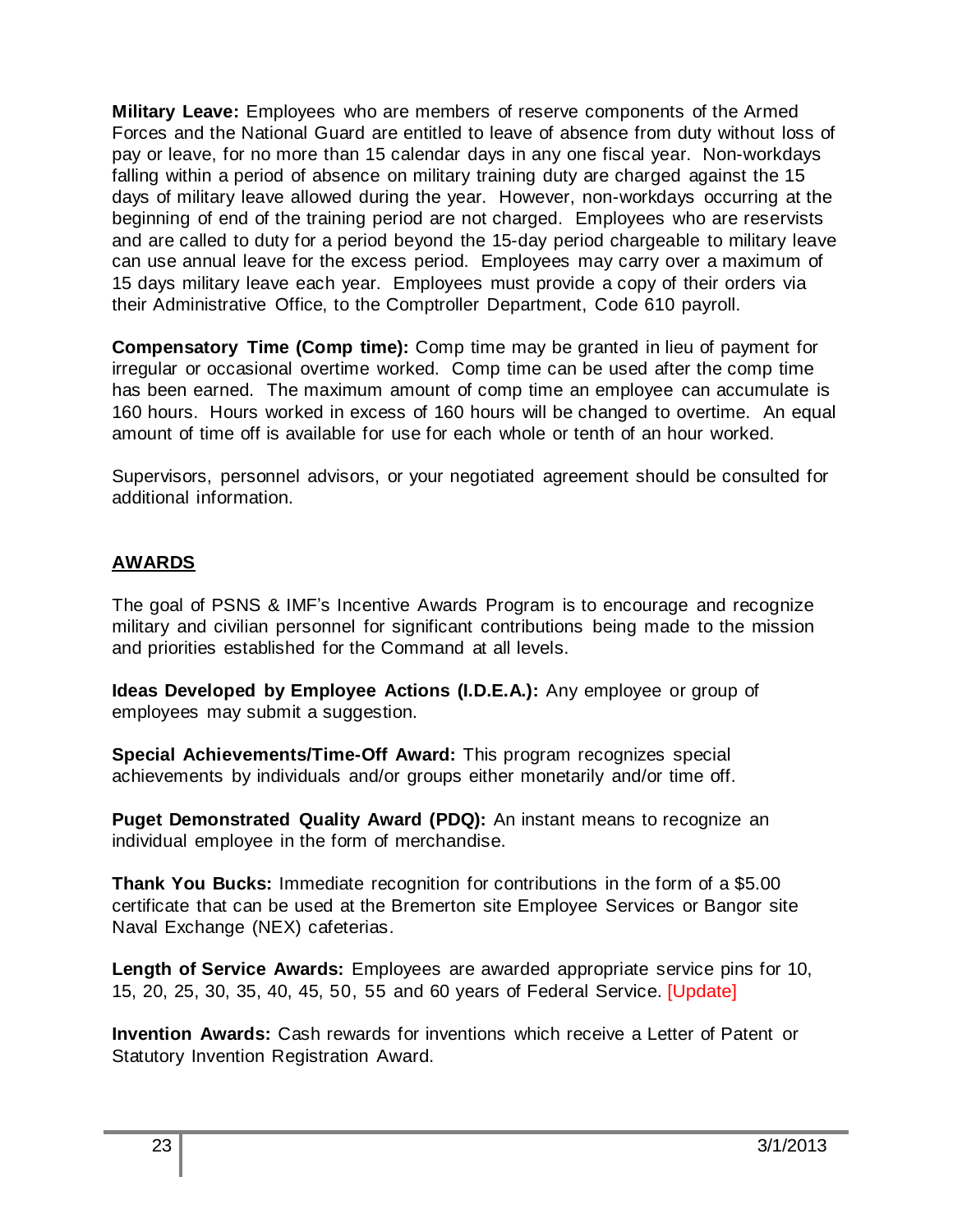**Military Leave:** Employees who are members of reserve components of the Armed Forces and the National Guard are entitled to leave of absence from duty without loss of pay or leave, for no more than 15 calendar days in any one fiscal year. Non-workdays falling within a period of absence on military training duty are charged against the 15 days of military leave allowed during the year. However, non-workdays occurring at the beginning of end of the training period are not charged. Employees who are reservists and are called to duty for a period beyond the 15-day period chargeable to military leave can use annual leave for the excess period. Employees may carry over a maximum of 15 days military leave each year. Employees must provide a copy of their orders via their Administrative Office, to the Comptroller Department, Code 610 payroll.

**Compensatory Time (Comp time):** Comp time may be granted in lieu of payment for irregular or occasional overtime worked. Comp time can be used after the comp time has been earned. The maximum amount of comp time an employee can accumulate is 160 hours. Hours worked in excess of 160 hours will be changed to overtime. An equal amount of time off is available for use for each whole or tenth of an hour worked.

Supervisors, personnel advisors, or your negotiated agreement should be consulted for additional information.

## AWARDS

The goal of PSNS & IMF's Incentive Awards Program is to encourage and recognize military and civilian personnel for significant contributions being made to the mission and priorities established for the Command at all levels.

**Ideas Developed by Employee Actions (I.D.E.A.):** Any employee or group of employees may submit a suggestion.

**Special Achievements/Time-Off Award:** This program recognizes special achievements by individuals and/or groups either monetarily and/or time off.

**Puget Demonstrated Quality Award (PDQ):** An instant means to recognize an individual employee in the form of merchandise.

**Thank You Bucks:** Immediate recognition for contributions in the form of a $5.00 certificate that can be used at the Bremerton site Employee Services or Bangor site Naval Exchange (NEX) cafeterias.

**Length of Service Awards:** Employees are awarded appropriate service pins for 10, 15, 20, 25, 30, 35, 40, 45, 50, 55 and 60 years of Federal Service. [Update]

**Invention Awards:** Cash rewards for inventions which receive a Letter of Patent or Statutory Invention Registration Award.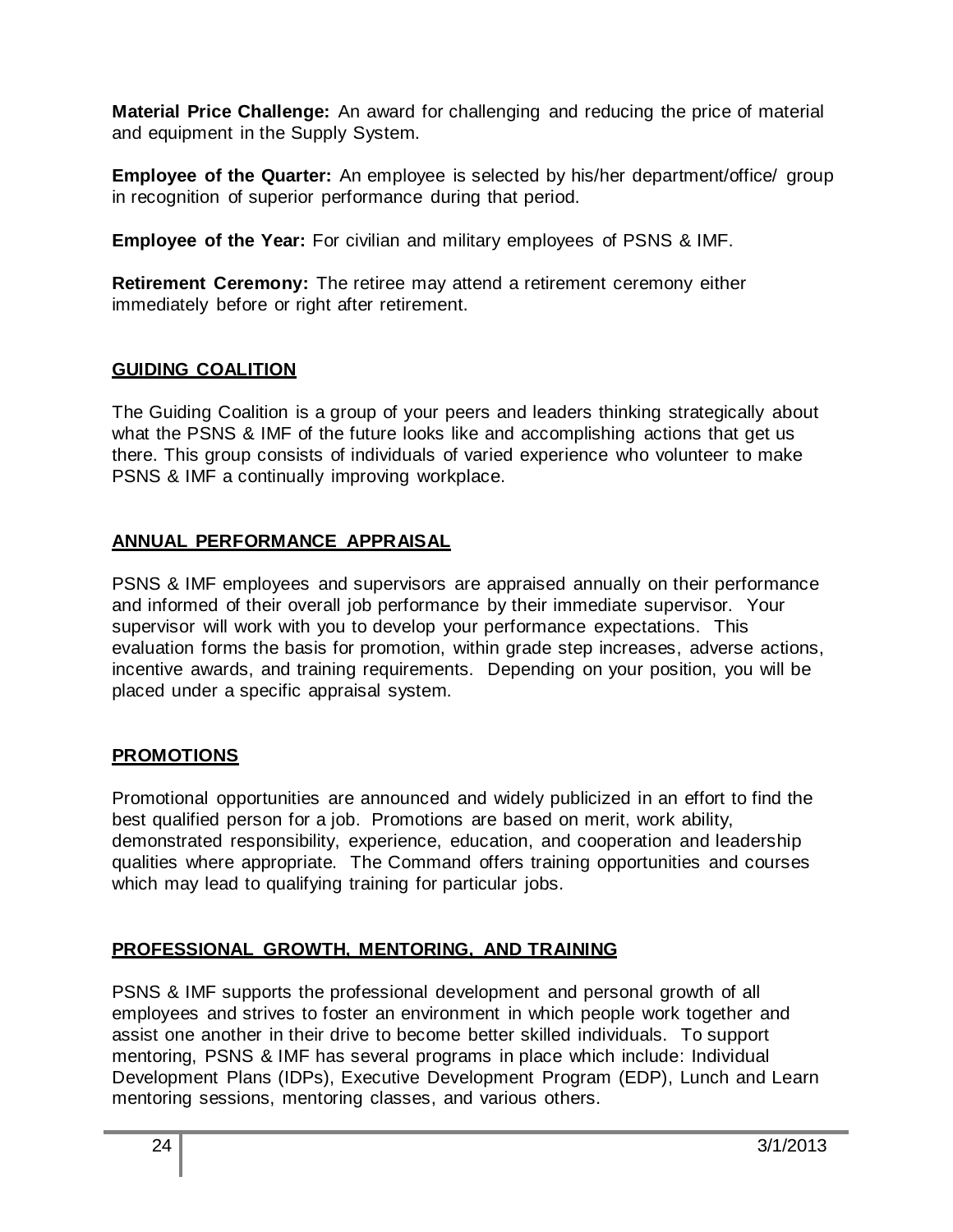**Material Price Challenge:** An award for challenging and reducing the price of material and equipment in the Supply System.

**Employee of the Quarter:** An employee is selected by his/her department/office/ group in recognition of superior performance during that period.

**Employee of the Year:** For civilian and military employees of PSNS & IMF.

**Retirement Ceremony:** The retiree may attend a retirement ceremony either immediately before or right after retirement.

## GUIDING COALITION

The Guiding Coalition is a group of your peers and leaders thinking strategically about what the PSNS & IMF of the future looks like and accomplishing actions that get us there. This group consists of individuals of varied experience who volunteer to make PSNS & IMF a continually improving workplace.

## ANNUAL PERFORMANCE APPRAISAL

PSNS & IMF employees and supervisors are appraised annually on their performance and informed of their overall job performance by their immediate supervisor. Your supervisor will work with you to develop your performance expectations. This evaluation forms the basis for promotion, within grade step increases, adverse actions, incentive awards, and training requirements. Depending on your position, you will be placed under a specific appraisal system.

## PROMOTIONS

Promotional opportunities are announced and widely publicized in an effort to find the best qualified person for a job. Promotions are based on merit, work ability, demonstrated responsibility, experience, education, and cooperation and leadership qualities where appropriate. The Command offers training opportunities and courses which may lead to qualifying training for particular jobs.

## PROFESSIONAL GROWTH, MENTORING, AND TRAINING

PSNS & IMF supports the professional development and personal growth of all employees and strives to foster an environment in which people work together and assist one another in their drive to become better skilled individuals. To support mentoring, PSNS & IMF has several programs in place which include: Individual Development Plans (IDPs), Executive Development Program (EDP), Lunch and Learn mentoring sessions, mentoring classes, and various others.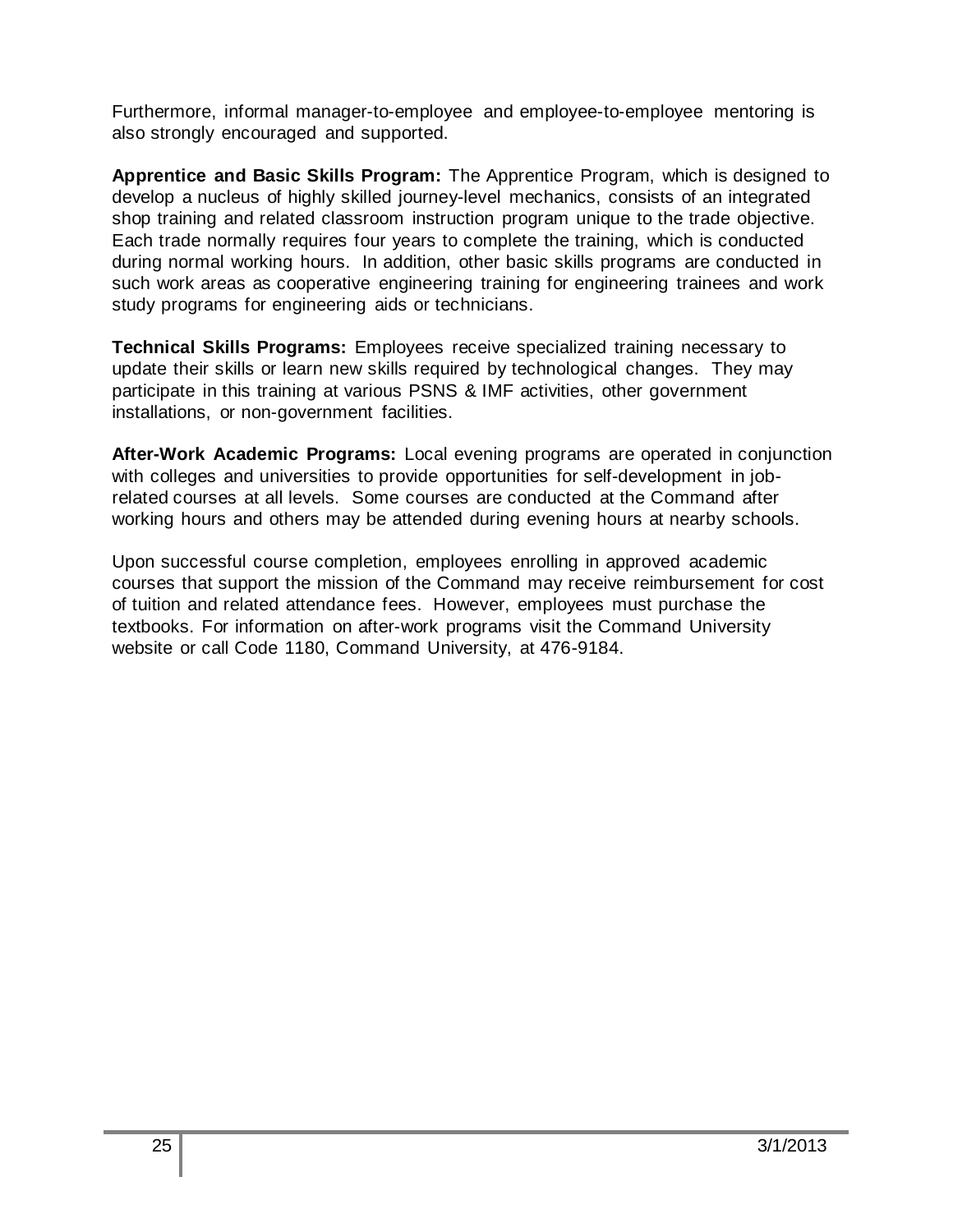Furthermore, informal manager-to-employee and employee-to-employee mentoring is also strongly encouraged and supported.

**Apprentice and Basic Skills Program:** The Apprentice Program, which is designed to develop a nucleus of highly skilled journey-level mechanics, consists of an integrated shop training and related classroom instruction program unique to the trade objective. Each trade normally requires four years to complete the training, which is conducted during normal working hours. In addition, other basic skills programs are conducted in such work areas as cooperative engineering training for engineering trainees and work study programs for engineering aids or technicians.

**Technical Skills Programs:** Employees receive specialized training necessary to update their skills or learn new skills required by technological changes. They may participate in this training at various PSNS & IMF activities, other government installations, or non-government facilities.

**After-Work Academic Programs:** Local evening programs are operated in conjunction with colleges and universities to provide opportunities for self-development in job-related courses at all levels. Some courses are conducted at the Command after working hours and others may be attended during evening hours at nearby schools.

Upon successful course completion, employees enrolling in approved academic courses that support the mission of the Command may receive reimbursement for cost of tuition and related attendance fees. However, employees must purchase the textbooks. For information on after-work programs visit the Command University website or call Code 1180, Command University, at 476-9184.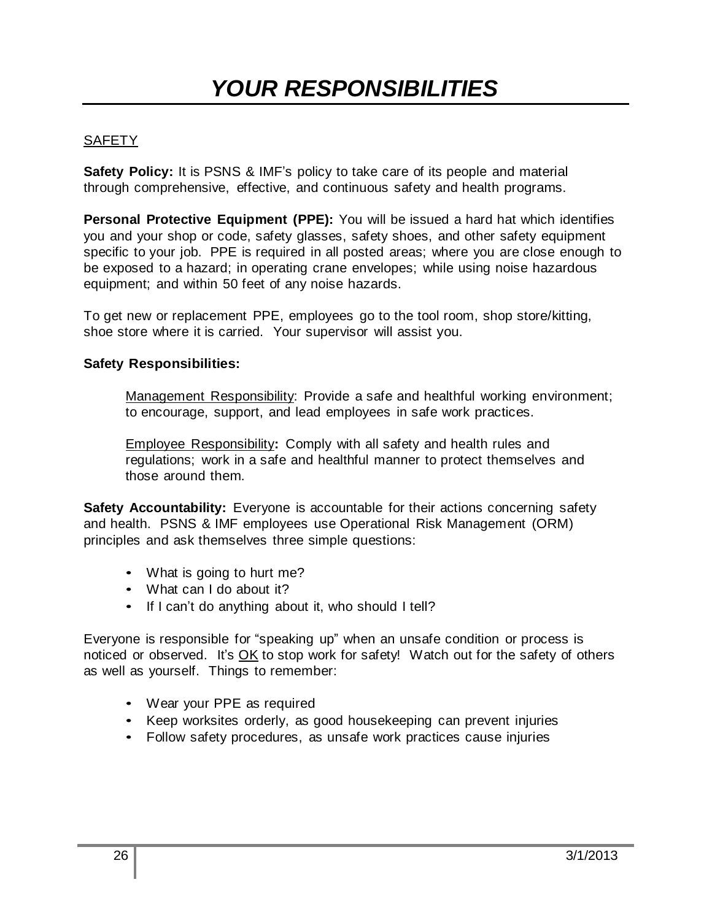# *YOUR RESPONSIBILITIES*

SAFETY

**Safety Policy:** It is PSNS & IMF's policy to take care of its people and material through comprehensive, effective, and continuous safety and health programs.

**Personal Protective Equipment (PPE):** You will be issued a hard hat which identifies you and your shop or code, safety glasses, safety shoes, and other safety equipment specific to your job. PPE is required in all posted areas; where you are close enough to be exposed to a hazard; in operating crane envelopes; while using noise hazardous equipment; and within 50 feet of any noise hazards.

To get new or replacement PPE, employees go to the tool room, shop store/kitting, shoe store where it is carried. Your supervisor will assist you.

**Safety Responsibilities:**

Management Responsibility: Provide a safe and healthful working environment; to encourage, support, and lead employees in safe work practices.

Employee Responsibility**:** Comply with all safety and health rules and regulations; work in a safe and healthful manner to protect themselves and those around them.

**Safety Accountability:** Everyone is accountable for their actions concerning safety and health. PSNS & IMF employees use Operational Risk Management (ORM) principles and ask themselves three simple questions:

- What is going to hurt me?
- What can I do about it?
- If I can't do anything about it, who should I tell?

Everyone is responsible for "speaking up" when an unsafe condition or process is noticed or observed. It's OK to stop work for safety! Watch out for the safety of others as well as yourself. Things to remember:

- Wear your PPE as required
- Keep worksites orderly, as good housekeeping can prevent injuries
- Follow safety procedures, as unsafe work practices cause injuries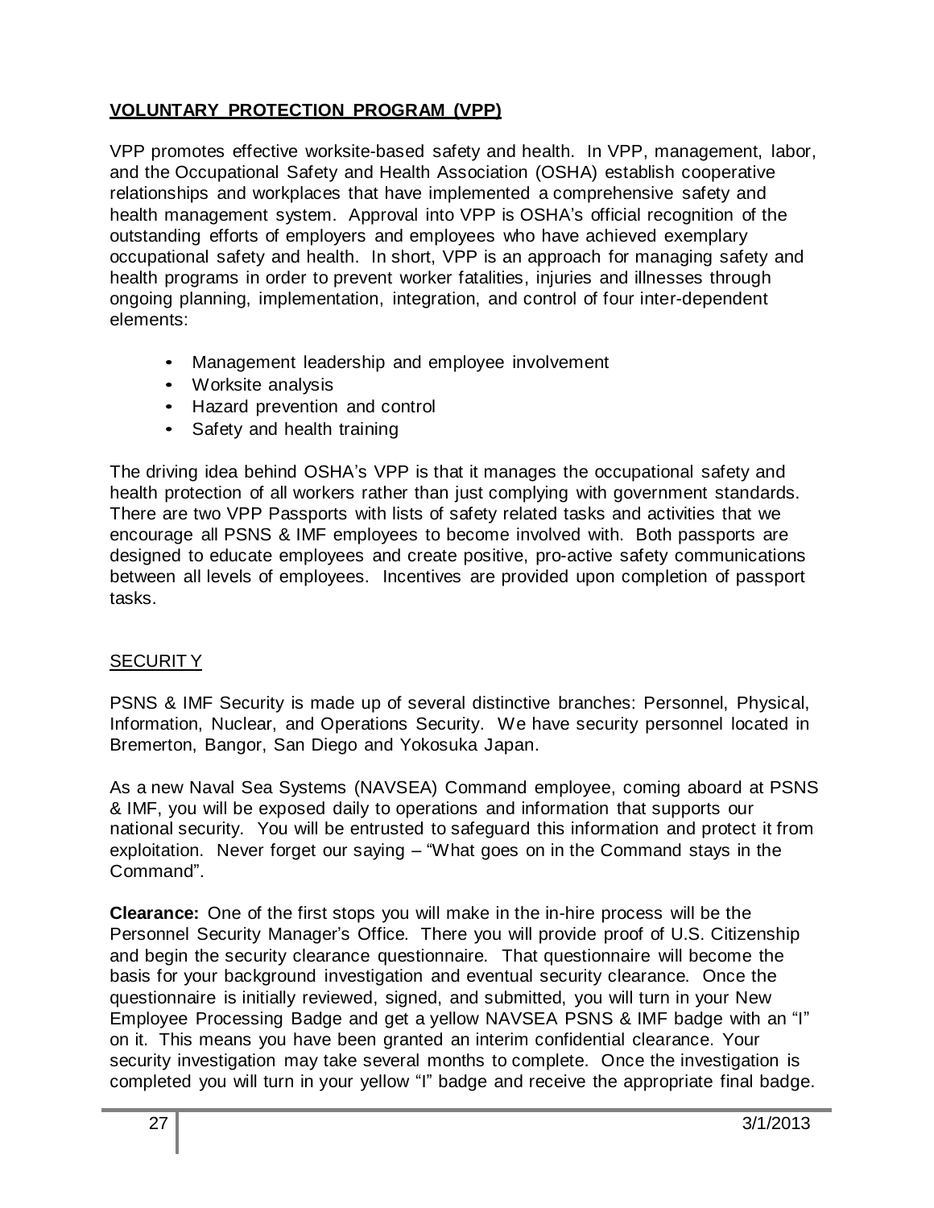## VOLUNTARY PROTECTION PROGRAM (VPP)

VPP promotes effective worksite-based safety and health. In VPP, management, labor, and the Occupational Safety and Health Association (OSHA) establish cooperative relationships and workplaces that have implemented a comprehensive safety and health management system. Approval into VPP is OSHA's official recognition of the outstanding efforts of employers and employees who have achieved exemplary occupational safety and health. In short, VPP is an approach for managing safety and health programs in order to prevent worker fatalities, injuries and illnesses through ongoing planning, implementation, integration, and control of four inter-dependent elements:

- Management leadership and employee involvement
- Worksite analysis
- Hazard prevention and control
- Safety and health training

The driving idea behind OSHA's VPP is that it manages the occupational safety and health protection of all workers rather than just complying with government standards. There are two VPP Passports with lists of safety related tasks and activities that we encourage all PSNS & IMF employees to become involved with. Both passports are designed to educate employees and create positive, pro-active safety communications between all levels of employees. Incentives are provided upon completion of passport tasks.

## SECURITY

PSNS & IMF Security is made up of several distinctive branches: Personnel, Physical, Information, Nuclear, and Operations Security. We have security personnel located in Bremerton, Bangor, San Diego and Yokosuka Japan.

As a new Naval Sea Systems (NAVSEA) Command employee, coming aboard at PSNS & IMF, you will be exposed daily to operations and information that supports our national security. You will be entrusted to safeguard this information and protect it from exploitation. Never forget our saying – "What goes on in the Command stays in the Command".

**Clearance:** One of the first stops you will make in the in-hire process will be the Personnel Security Manager's Office. There you will provide proof of U.S. Citizenship and begin the security clearance questionnaire. That questionnaire will become the basis for your background investigation and eventual security clearance. Once the questionnaire is initially reviewed, signed, and submitted, you will turn in your New Employee Processing Badge and get a yellow NAVSEA PSNS & IMF badge with an "I" on it. This means you have been granted an interim confidential clearance. Your security investigation may take several months to complete. Once the investigation is completed you will turn in your yellow "I" badge and receive the appropriate final badge.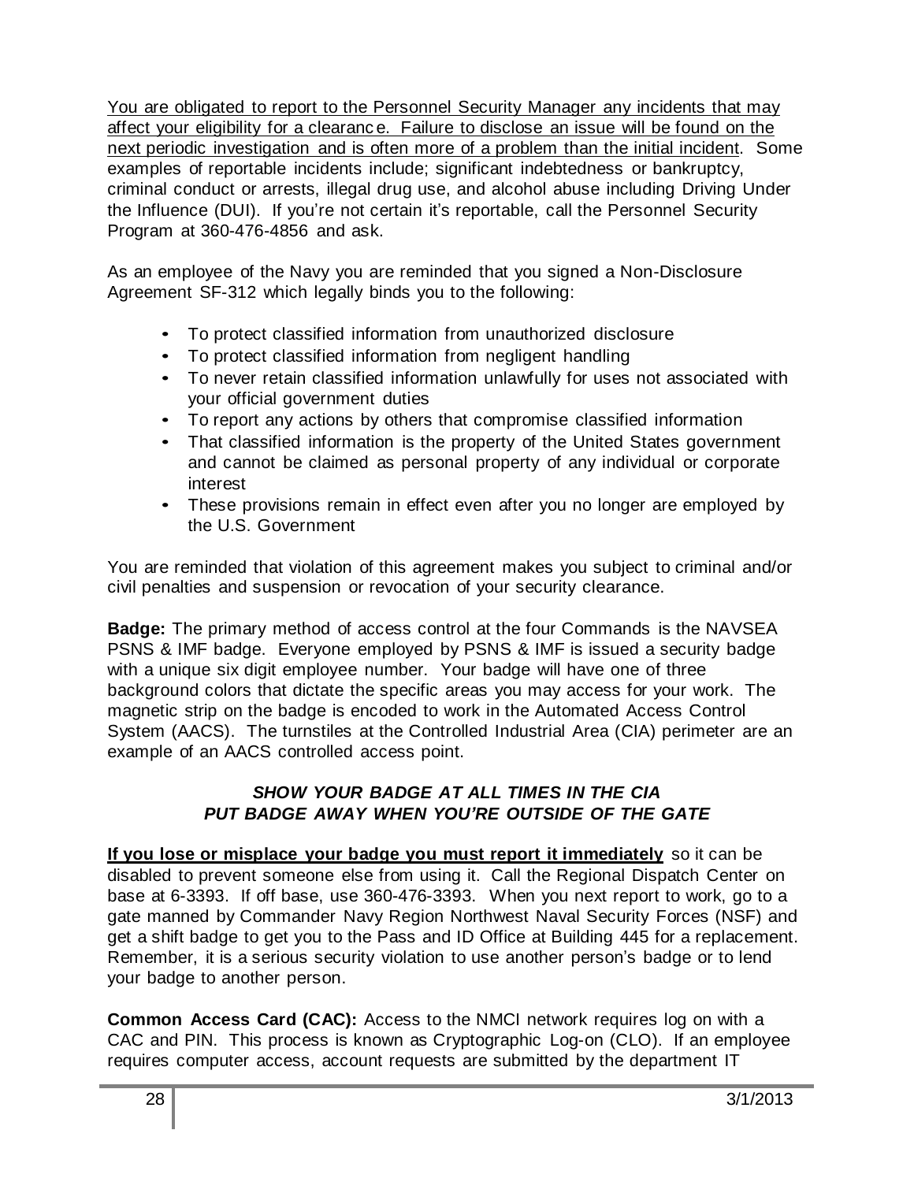<u>You are obligated to report to the Personnel Security Manager any incidents that may affect your eligibility for a clearance. Failure to disclose an issue will be found on the next periodic investigation and is often more of a problem than the initial incident</u>. Some examples of reportable incidents include; significant indebtedness or bankruptcy, criminal conduct or arrests, illegal drug use, and alcohol abuse including Driving Under the Influence (DUI). If you're not certain it's reportable, call the Personnel Security Program at 360-476-4856 and ask.

As an employee of the Navy you are reminded that you signed a Non-Disclosure Agreement SF-312 which legally binds you to the following:

- To protect classified information from unauthorized disclosure
- To protect classified information from negligent handling
- To never retain classified information unlawfully for uses not associated with your official government duties
- To report any actions by others that compromise classified information
- That classified information is the property of the United States government and cannot be claimed as personal property of any individual or corporate interest
- These provisions remain in effect even after you no longer are employed by the U.S. Government

You are reminded that violation of this agreement makes you subject to criminal and/or civil penalties and suspension or revocation of your security clearance.

**Badge:** The primary method of access control at the four Commands is the NAVSEA PSNS & IMF badge. Everyone employed by PSNS & IMF is issued a security badge with a unique six digit employee number. Your badge will have one of three background colors that dictate the specific areas you may access for your work. The magnetic strip on the badge is encoded to work in the Automated Access Control System (AACS). The turnstiles at the Controlled Industrial Area (CIA) perimeter are an example of an AACS controlled access point.

***SHOW YOUR BADGE AT ALL TIMES IN THE CIA***
***PUT BADGE AWAY WHEN YOU'RE OUTSIDE OF THE GATE***

**<u>If you lose or misplace your badge you must report it immediately</u>** so it can be disabled to prevent someone else from using it. Call the Regional Dispatch Center on base at 6-3393. If off base, use 360-476-3393. When you next report to work, go to a gate manned by Commander Navy Region Northwest Naval Security Forces (NSF) and get a shift badge to get you to the Pass and ID Office at Building 445 for a replacement. Remember, it is a serious security violation to use another person's badge or to lend your badge to another person.

**Common Access Card (CAC):** Access to the NMCI network requires log on with a CAC and PIN. This process is known as Cryptographic Log-on (CLO). If an employee requires computer access, account requests are submitted by the department IT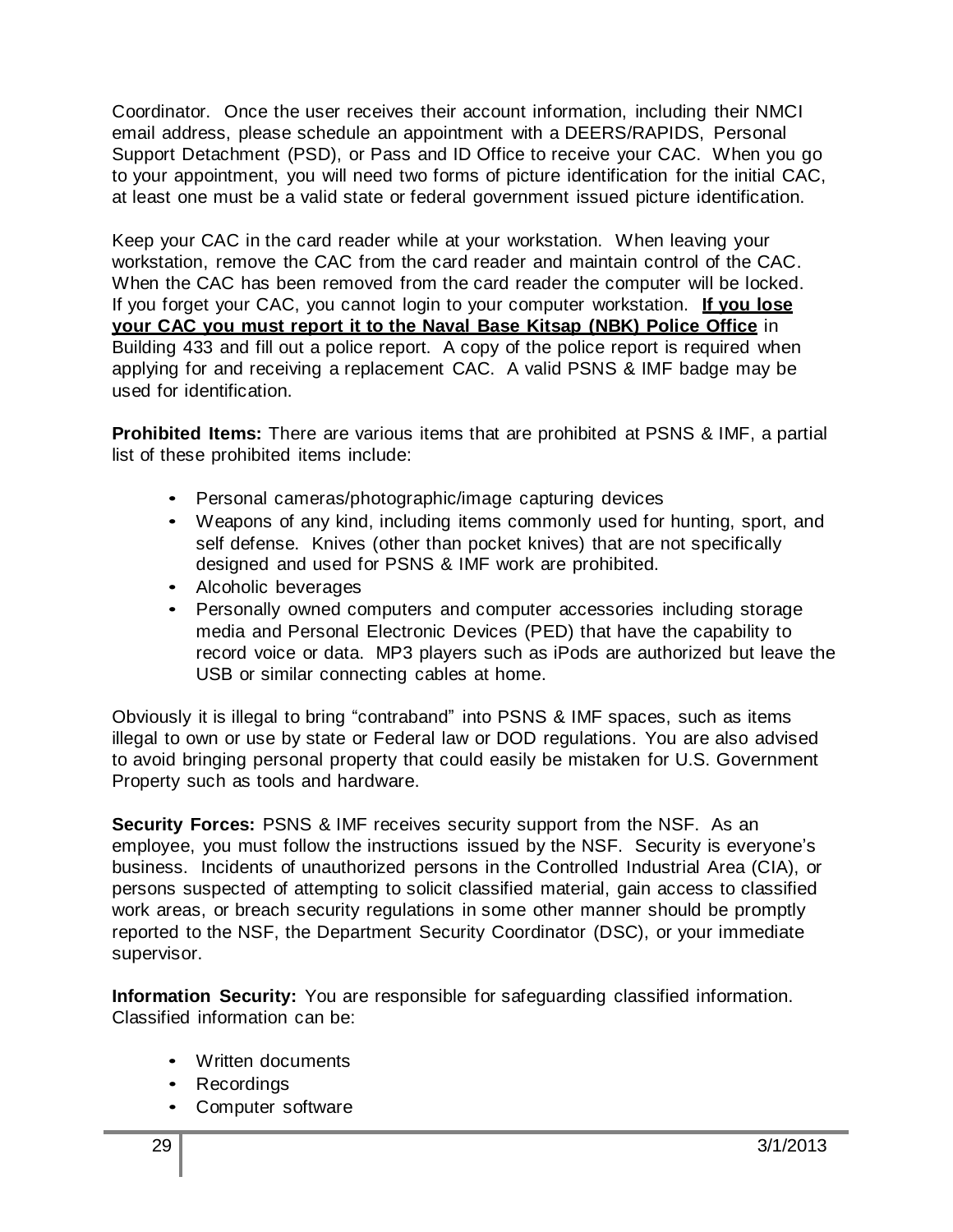Coordinator. Once the user receives their account information, including their NMCI email address, please schedule an appointment with a DEERS/RAPIDS, Personal Support Detachment (PSD), or Pass and ID Office to receive your CAC. When you go to your appointment, you will need two forms of picture identification for the initial CAC, at least one must be a valid state or federal government issued picture identification.

Keep your CAC in the card reader while at your workstation. When leaving your workstation, remove the CAC from the card reader and maintain control of the CAC. When the CAC has been removed from the card reader the computer will be locked. If you forget your CAC, you cannot login to your computer workstation. **<u>If you lose your CAC you must report it to the Naval Base Kitsap (NBK) Police Office</u>** in Building 433 and fill out a police report. A copy of the police report is required when applying for and receiving a replacement CAC. A valid PSNS & IMF badge may be used for identification.

**Prohibited Items:** There are various items that are prohibited at PSNS & IMF, a partial list of these prohibited items include:

- Personal cameras/photographic/image capturing devices
- Weapons of any kind, including items commonly used for hunting, sport, and self defense. Knives (other than pocket knives) that are not specifically designed and used for PSNS & IMF work are prohibited.
- Alcoholic beverages
- Personally owned computers and computer accessories including storage media and Personal Electronic Devices (PED) that have the capability to record voice or data. MP3 players such as iPods are authorized but leave the USB or similar connecting cables at home.

Obviously it is illegal to bring "contraband" into PSNS & IMF spaces, such as items illegal to own or use by state or Federal law or DOD regulations. You are also advised to avoid bringing personal property that could easily be mistaken for U.S. Government Property such as tools and hardware.

**Security Forces:** PSNS & IMF receives security support from the NSF. As an employee, you must follow the instructions issued by the NSF. Security is everyone's business. Incidents of unauthorized persons in the Controlled Industrial Area (CIA), or persons suspected of attempting to solicit classified material, gain access to classified work areas, or breach security regulations in some other manner should be promptly reported to the NSF, the Department Security Coordinator (DSC), or your immediate supervisor.

**Information Security:** You are responsible for safeguarding classified information. Classified information can be:

- Written documents
- Recordings
- Computer software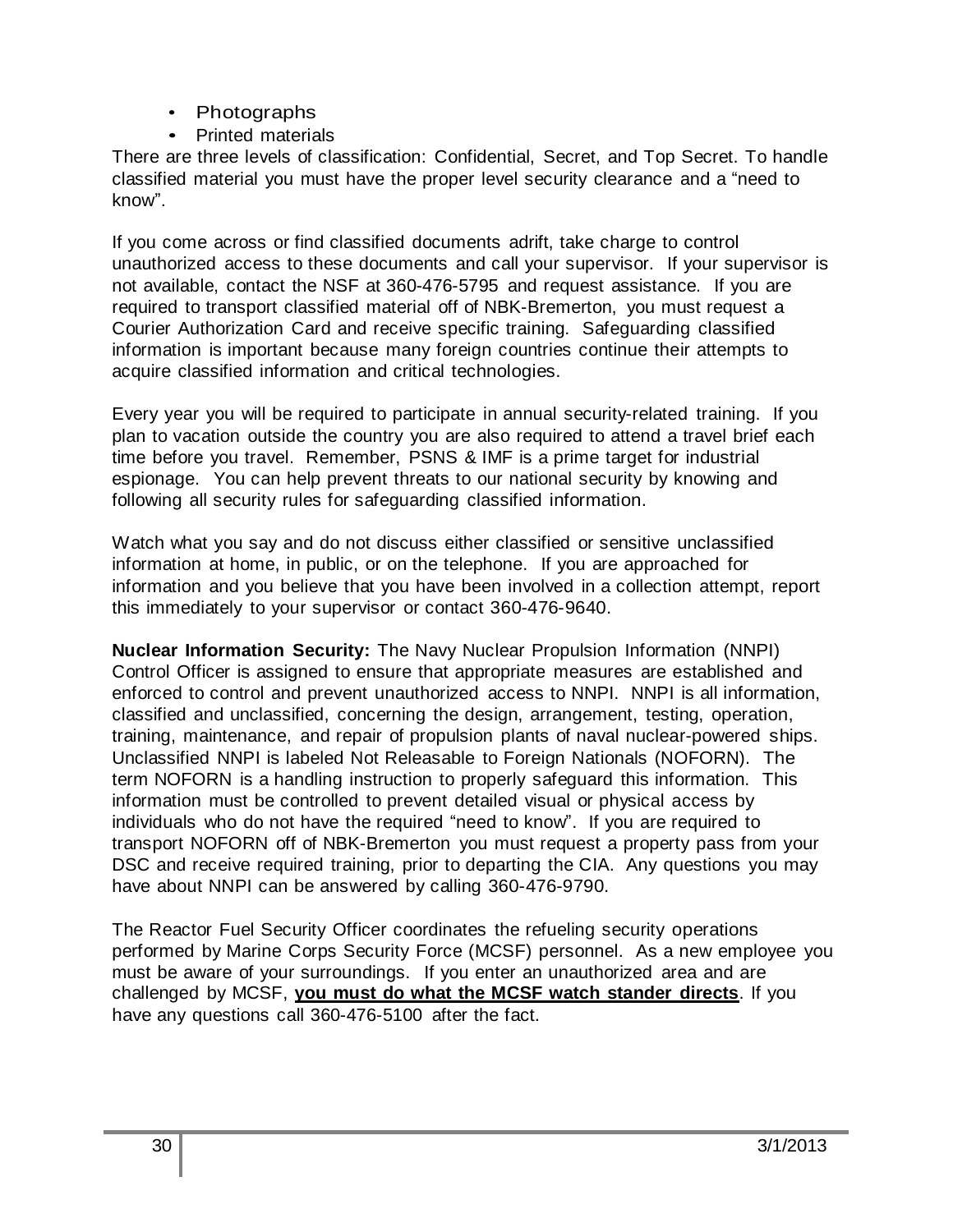- Photographs
- Printed materials

There are three levels of classification: Confidential, Secret, and Top Secret. To handle classified material you must have the proper level security clearance and a "need to know".

If you come across or find classified documents adrift, take charge to control unauthorized access to these documents and call your supervisor. If your supervisor is not available, contact the NSF at 360-476-5795 and request assistance. If you are required to transport classified material off of NBK-Bremerton, you must request a Courier Authorization Card and receive specific training. Safeguarding classified information is important because many foreign countries continue their attempts to acquire classified information and critical technologies.

Every year you will be required to participate in annual security-related training. If you plan to vacation outside the country you are also required to attend a travel brief each time before you travel. Remember, PSNS & IMF is a prime target for industrial espionage. You can help prevent threats to our national security by knowing and following all security rules for safeguarding classified information.

Watch what you say and do not discuss either classified or sensitive unclassified information at home, in public, or on the telephone. If you are approached for information and you believe that you have been involved in a collection attempt, report this immediately to your supervisor or contact 360-476-9640.

**Nuclear Information Security:** The Navy Nuclear Propulsion Information (NNPI) Control Officer is assigned to ensure that appropriate measures are established and enforced to control and prevent unauthorized access to NNPI. NNPI is all information, classified and unclassified, concerning the design, arrangement, testing, operation, training, maintenance, and repair of propulsion plants of naval nuclear-powered ships. Unclassified NNPI is labeled Not Releasable to Foreign Nationals (NOFORN). The term NOFORN is a handling instruction to properly safeguard this information. This information must be controlled to prevent detailed visual or physical access by individuals who do not have the required "need to know". If you are required to transport NOFORN off of NBK-Bremerton you must request a property pass from your DSC and receive required training, prior to departing the CIA. Any questions you may have about NNPI can be answered by calling 360-476-9790.

The Reactor Fuel Security Officer coordinates the refueling security operations performed by Marine Corps Security Force (MCSF) personnel. As a new employee you must be aware of your surroundings. If you enter an unauthorized area and are challenged by MCSF, **<u>you must do what the MCSF watch stander directs</u>**. If you have any questions call 360-476-5100 after the fact.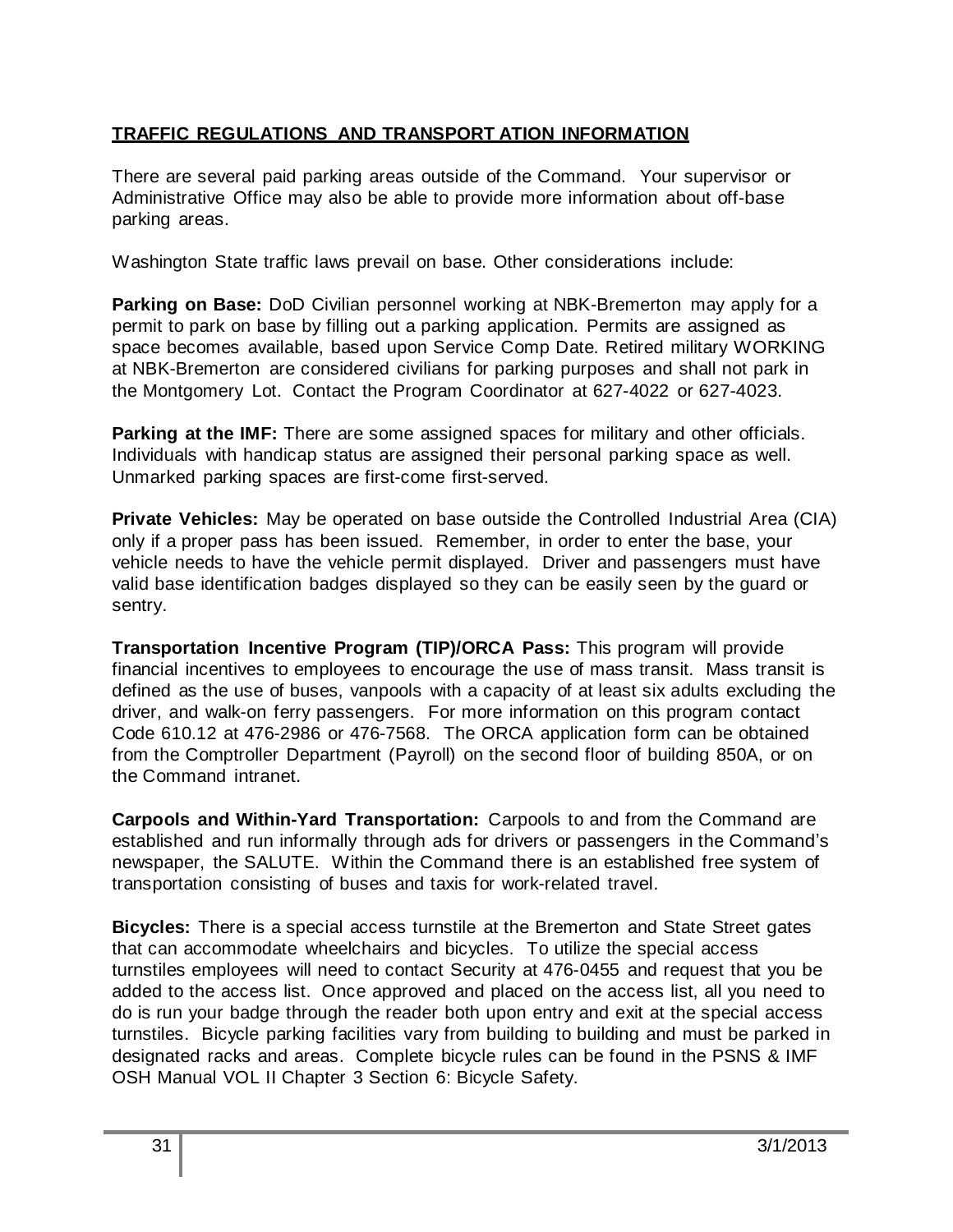## TRAFFIC REGULATIONS AND TRANSPORTATION INFORMATION

There are several paid parking areas outside of the Command. Your supervisor or Administrative Office may also be able to provide more information about off-base parking areas.

Washington State traffic laws prevail on base. Other considerations include:

**Parking on Base:** DoD Civilian personnel working at NBK-Bremerton may apply for a permit to park on base by filling out a parking application. Permits are assigned as space becomes available, based upon Service Comp Date. Retired military WORKING at NBK-Bremerton are considered civilians for parking purposes and shall not park in the Montgomery Lot. Contact the Program Coordinator at 627-4022 or 627-4023.

**Parking at the IMF:** There are some assigned spaces for military and other officials. Individuals with handicap status are assigned their personal parking space as well. Unmarked parking spaces are first-come first-served.

**Private Vehicles:** May be operated on base outside the Controlled Industrial Area (CIA) only if a proper pass has been issued. Remember, in order to enter the base, your vehicle needs to have the vehicle permit displayed. Driver and passengers must have valid base identification badges displayed so they can be easily seen by the guard or sentry.

**Transportation Incentive Program (TIP)/ORCA Pass:** This program will provide financial incentives to employees to encourage the use of mass transit. Mass transit is defined as the use of buses, vanpools with a capacity of at least six adults excluding the driver, and walk-on ferry passengers. For more information on this program contact Code 610.12 at 476-2986 or 476-7568. The ORCA application form can be obtained from the Comptroller Department (Payroll) on the second floor of building 850A, or on the Command intranet.

**Carpools and Within-Yard Transportation:** Carpools to and from the Command are established and run informally through ads for drivers or passengers in the Command's newspaper, the SALUTE. Within the Command there is an established free system of transportation consisting of buses and taxis for work-related travel.

**Bicycles:** There is a special access turnstile at the Bremerton and State Street gates that can accommodate wheelchairs and bicycles. To utilize the special access turnstiles employees will need to contact Security at 476-0455 and request that you be added to the access list. Once approved and placed on the access list, all you need to do is run your badge through the reader both upon entry and exit at the special access turnstiles. Bicycle parking facilities vary from building to building and must be parked in designated racks and areas. Complete bicycle rules can be found in the PSNS & IMF OSH Manual VOL II Chapter 3 Section 6: Bicycle Safety.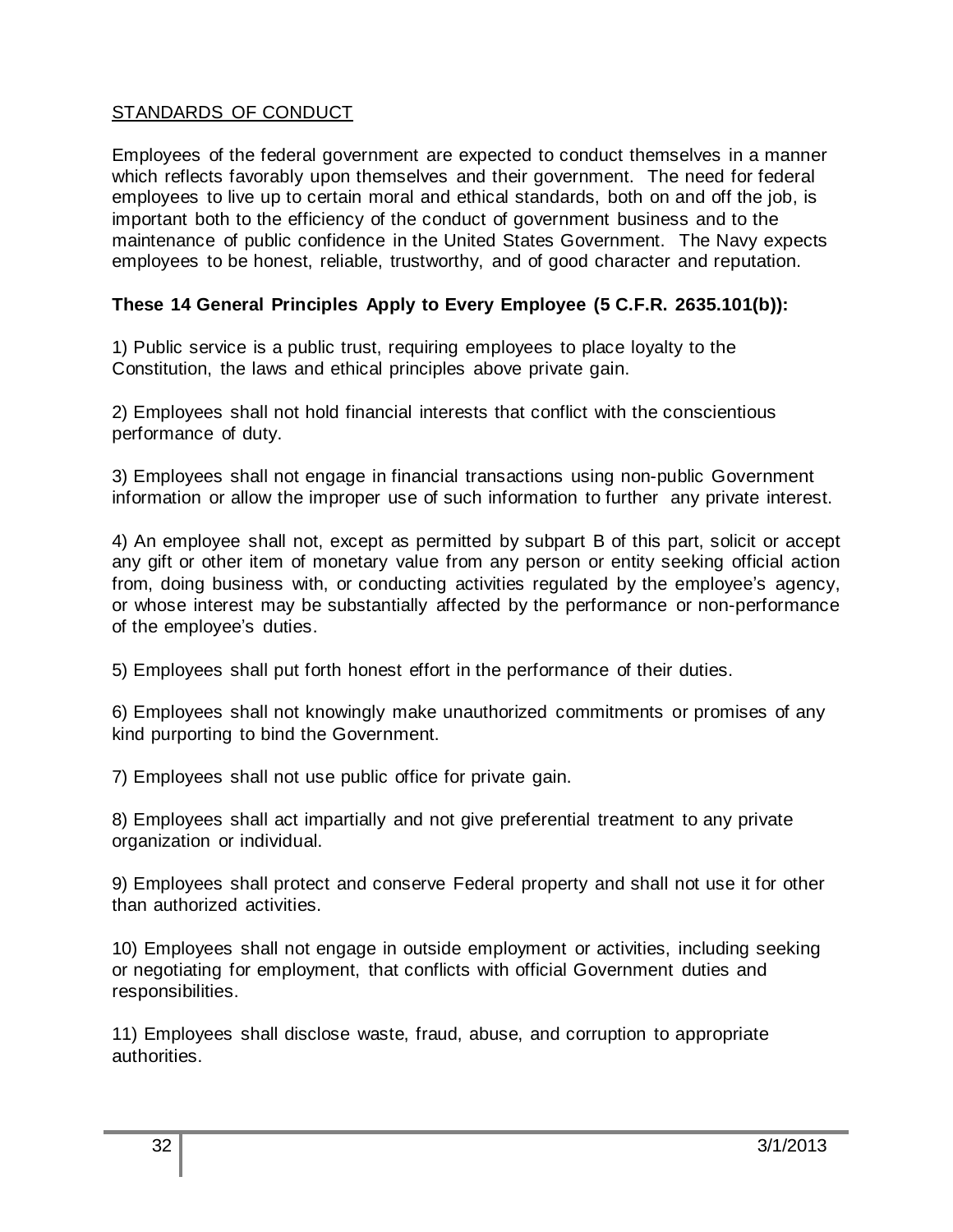## STANDARDS OF CONDUCT

Employees of the federal government are expected to conduct themselves in a manner which reflects favorably upon themselves and their government. The need for federal employees to live up to certain moral and ethical standards, both on and off the job, is important both to the efficiency of the conduct of government business and to the maintenance of public confidence in the United States Government. The Navy expects employees to be honest, reliable, trustworthy, and of good character and reputation.

**These 14 General Principles Apply to Every Employee (5 C.F.R. 2635.101(b)):**

1) Public service is a public trust, requiring employees to place loyalty to the Constitution, the laws and ethical principles above private gain.

2) Employees shall not hold financial interests that conflict with the conscientious performance of duty.

3) Employees shall not engage in financial transactions using non-public Government information or allow the improper use of such information to further any private interest.

4) An employee shall not, except as permitted by subpart B of this part, solicit or accept any gift or other item of monetary value from any person or entity seeking official action from, doing business with, or conducting activities regulated by the employee's agency, or whose interest may be substantially affected by the performance or non-performance of the employee's duties.

5) Employees shall put forth honest effort in the performance of their duties.

6) Employees shall not knowingly make unauthorized commitments or promises of any kind purporting to bind the Government.

7) Employees shall not use public office for private gain.

8) Employees shall act impartially and not give preferential treatment to any private organization or individual.

9) Employees shall protect and conserve Federal property and shall not use it for other than authorized activities.

10) Employees shall not engage in outside employment or activities, including seeking or negotiating for employment, that conflicts with official Government duties and responsibilities.

11) Employees shall disclose waste, fraud, abuse, and corruption to appropriate authorities.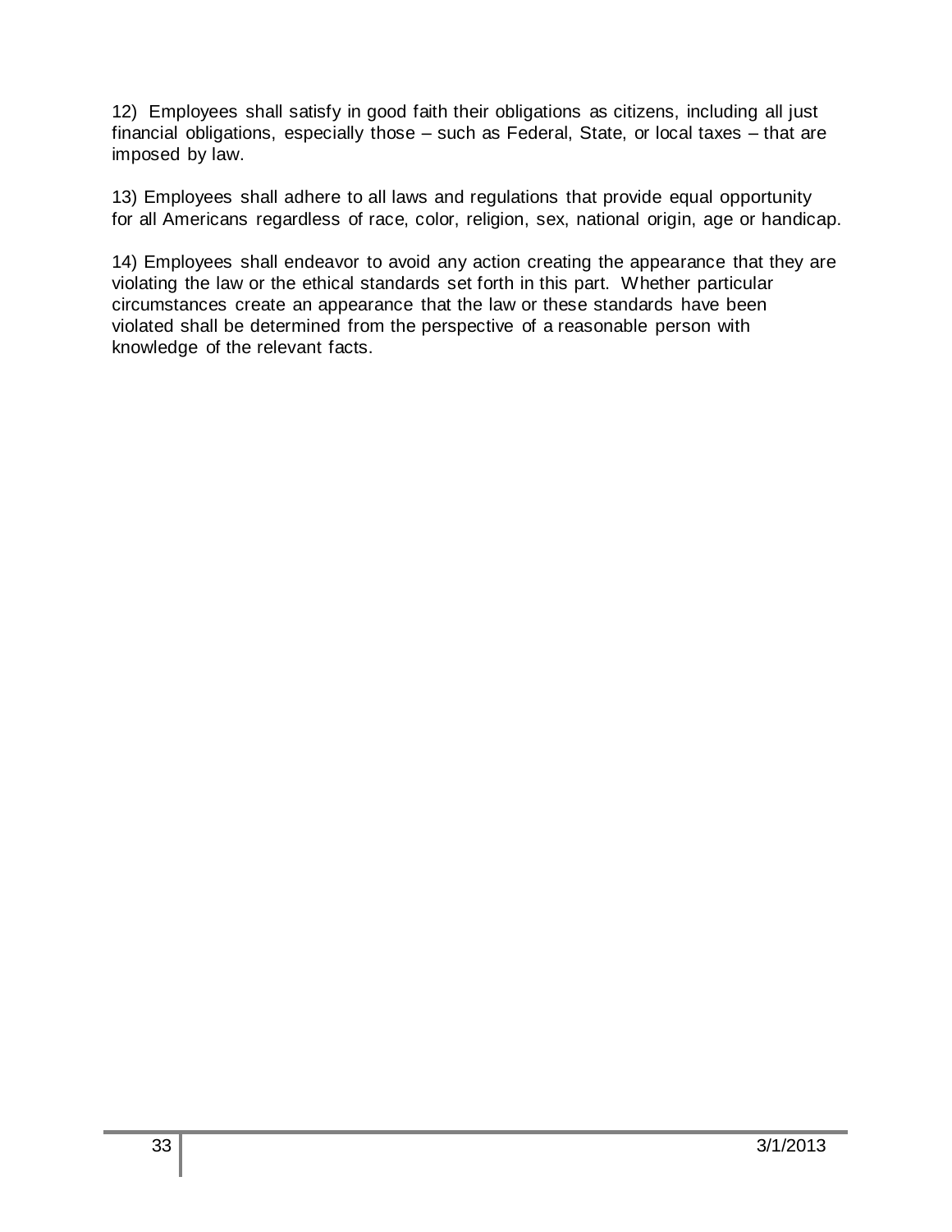12) Employees shall satisfy in good faith their obligations as citizens, including all just financial obligations, especially those – such as Federal, State, or local taxes – that are imposed by law.

13) Employees shall adhere to all laws and regulations that provide equal opportunity for all Americans regardless of race, color, religion, sex, national origin, age or handicap.

14) Employees shall endeavor to avoid any action creating the appearance that they are violating the law or the ethical standards set forth in this part. Whether particular circumstances create an appearance that the law or these standards have been violated shall be determined from the perspective of a reasonable person with knowledge of the relevant facts.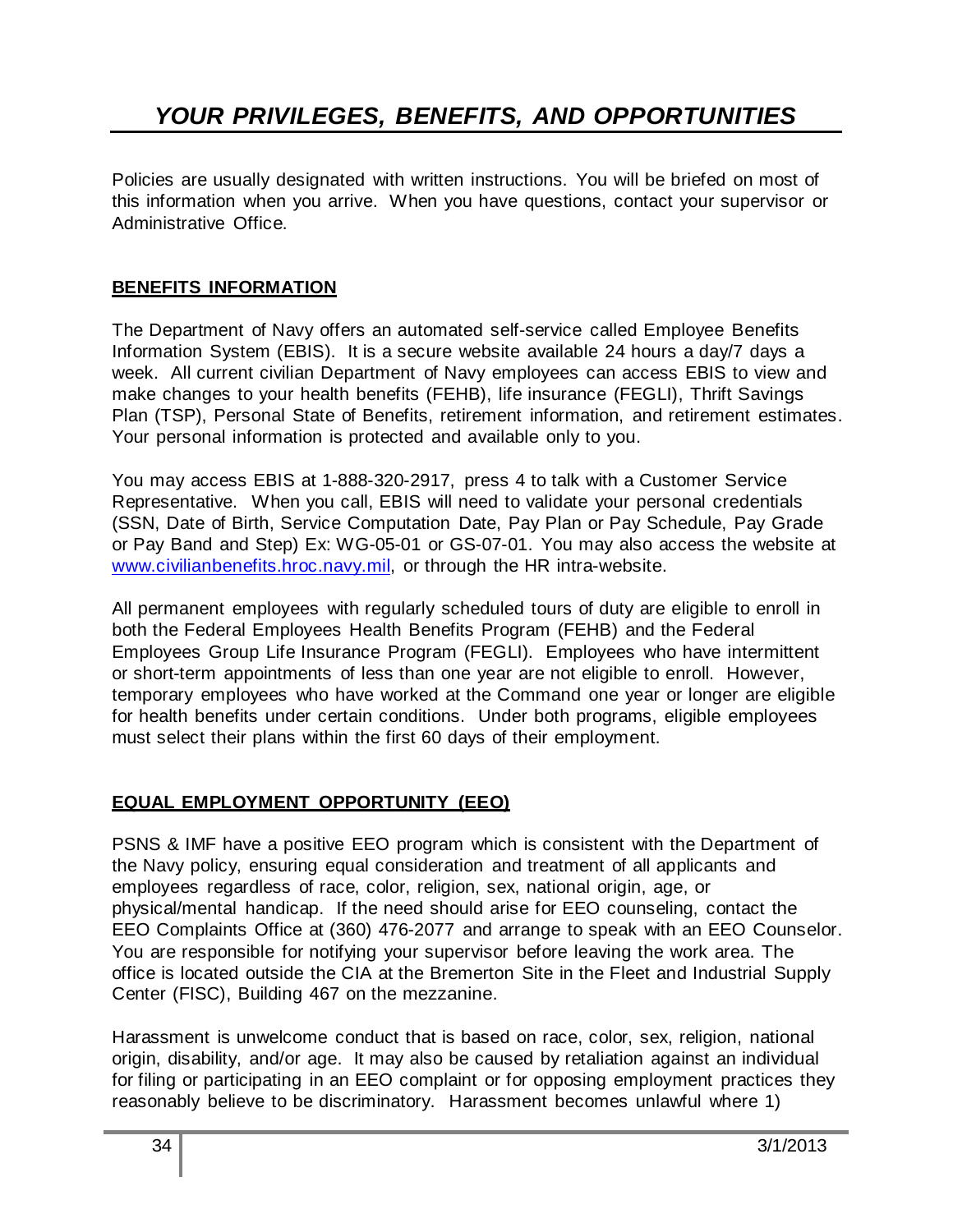# *YOUR PRIVILEGES, BENEFITS, AND OPPORTUNITIES*

Policies are usually designated with written instructions. You will be briefed on most of this information when you arrive. When you have questions, contact your supervisor or Administrative Office.

## BENEFITS INFORMATION

The Department of Navy offers an automated self-service called Employee Benefits Information System (EBIS). It is a secure website available 24 hours a day/7 days a week. All current civilian Department of Navy employees can access EBIS to view and make changes to your health benefits (FEHB), life insurance (FEGLI), Thrift Savings Plan (TSP), Personal State of Benefits, retirement information, and retirement estimates. Your personal information is protected and available only to you.

You may access EBIS at 1-888-320-2917, press 4 to talk with a Customer Service Representative. When you call, EBIS will need to validate your personal credentials (SSN, Date of Birth, Service Computation Date, Pay Plan or Pay Schedule, Pay Grade or Pay Band and Step) Ex: WG-05-01 or GS-07-01. You may also access the website at [www.civilianbenefits.hroc.navy.mil](http://www.civilianbenefits.hroc.navy.mil), or through the HR intra-website.

All permanent employees with regularly scheduled tours of duty are eligible to enroll in both the Federal Employees Health Benefits Program (FEHB) and the Federal Employees Group Life Insurance Program (FEGLI). Employees who have intermittent or short-term appointments of less than one year are not eligible to enroll. However, temporary employees who have worked at the Command one year or longer are eligible for health benefits under certain conditions. Under both programs, eligible employees must select their plans within the first 60 days of their employment.

## EQUAL EMPLOYMENT OPPORTUNITY (EEO)

PSNS & IMF have a positive EEO program which is consistent with the Department of the Navy policy, ensuring equal consideration and treatment of all applicants and employees regardless of race, color, religion, sex, national origin, age, or physical/mental handicap. If the need should arise for EEO counseling, contact the EEO Complaints Office at (360) 476-2077 and arrange to speak with an EEO Counselor. You are responsible for notifying your supervisor before leaving the work area. The office is located outside the CIA at the Bremerton Site in the Fleet and Industrial Supply Center (FISC), Building 467 on the mezzanine.

Harassment is unwelcome conduct that is based on race, color, sex, religion, national origin, disability, and/or age. It may also be caused by retaliation against an individual for filing or participating in an EEO complaint or for opposing employment practices they reasonably believe to be discriminatory. Harassment becomes unlawful where 1)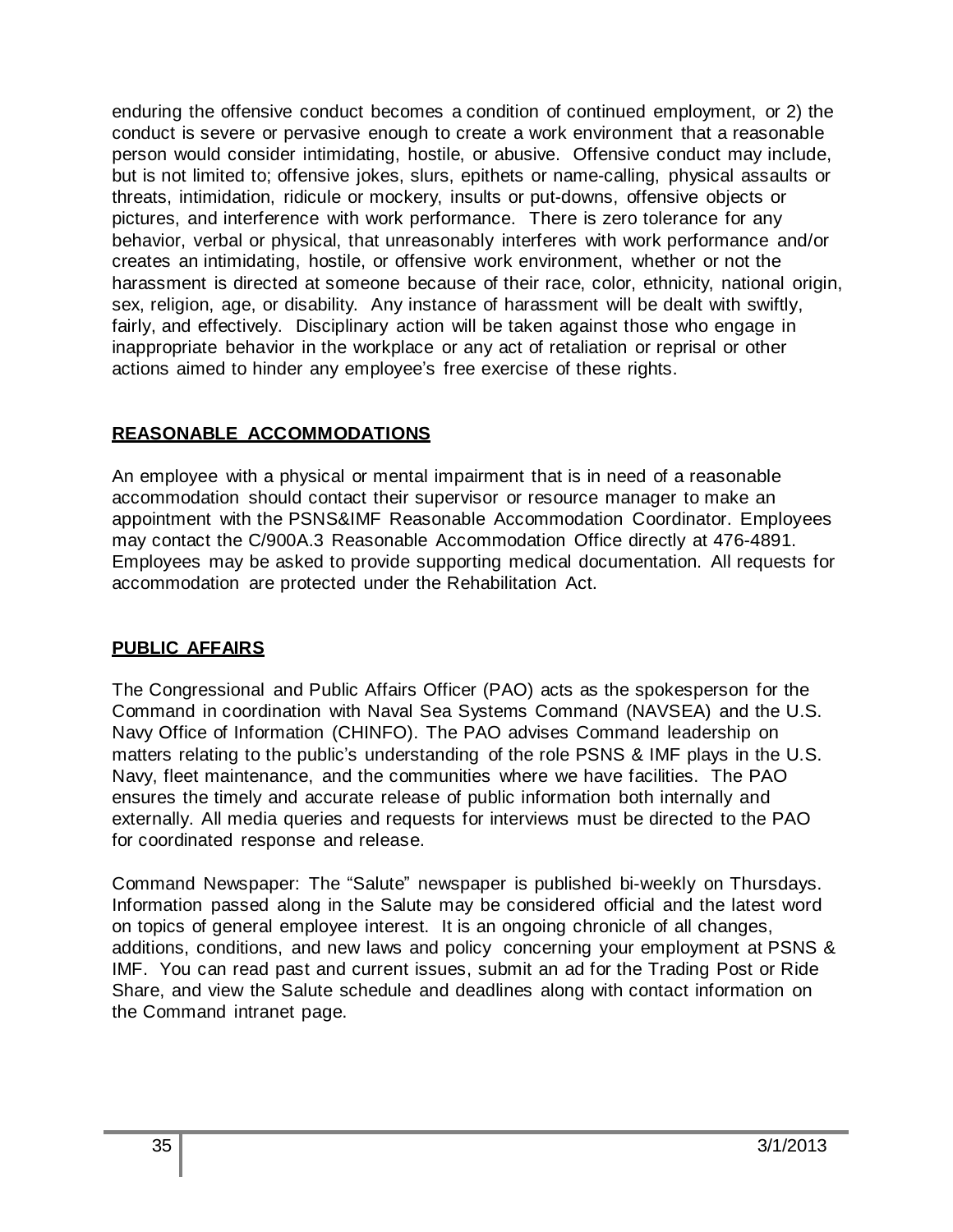enduring the offensive conduct becomes a condition of continued employment, or 2) the conduct is severe or pervasive enough to create a work environment that a reasonable person would consider intimidating, hostile, or abusive. Offensive conduct may include, but is not limited to; offensive jokes, slurs, epithets or name-calling, physical assaults or threats, intimidation, ridicule or mockery, insults or put-downs, offensive objects or pictures, and interference with work performance. There is zero tolerance for any behavior, verbal or physical, that unreasonably interferes with work performance and/or creates an intimidating, hostile, or offensive work environment, whether or not the harassment is directed at someone because of their race, color, ethnicity, national origin, sex, religion, age, or disability. Any instance of harassment will be dealt with swiftly, fairly, and effectively. Disciplinary action will be taken against those who engage in inappropriate behavior in the workplace or any act of retaliation or reprisal or other actions aimed to hinder any employee's free exercise of these rights.

## REASONABLE ACCOMMODATIONS

An employee with a physical or mental impairment that is in need of a reasonable accommodation should contact their supervisor or resource manager to make an appointment with the PSNS&IMF Reasonable Accommodation Coordinator. Employees may contact the C/900A.3 Reasonable Accommodation Office directly at 476-4891. Employees may be asked to provide supporting medical documentation. All requests for accommodation are protected under the Rehabilitation Act.

## PUBLIC AFFAIRS

The Congressional and Public Affairs Officer (PAO) acts as the spokesperson for the Command in coordination with Naval Sea Systems Command (NAVSEA) and the U.S. Navy Office of Information (CHINFO). The PAO advises Command leadership on matters relating to the public's understanding of the role PSNS & IMF plays in the U.S. Navy, fleet maintenance, and the communities where we have facilities. The PAO ensures the timely and accurate release of public information both internally and externally. All media queries and requests for interviews must be directed to the PAO for coordinated response and release.

Command Newspaper: The "Salute" newspaper is published bi-weekly on Thursdays. Information passed along in the Salute may be considered official and the latest word on topics of general employee interest. It is an ongoing chronicle of all changes, additions, conditions, and new laws and policy concerning your employment at PSNS & IMF. You can read past and current issues, submit an ad for the Trading Post or Ride Share, and view the Salute schedule and deadlines along with contact information on the Command intranet page.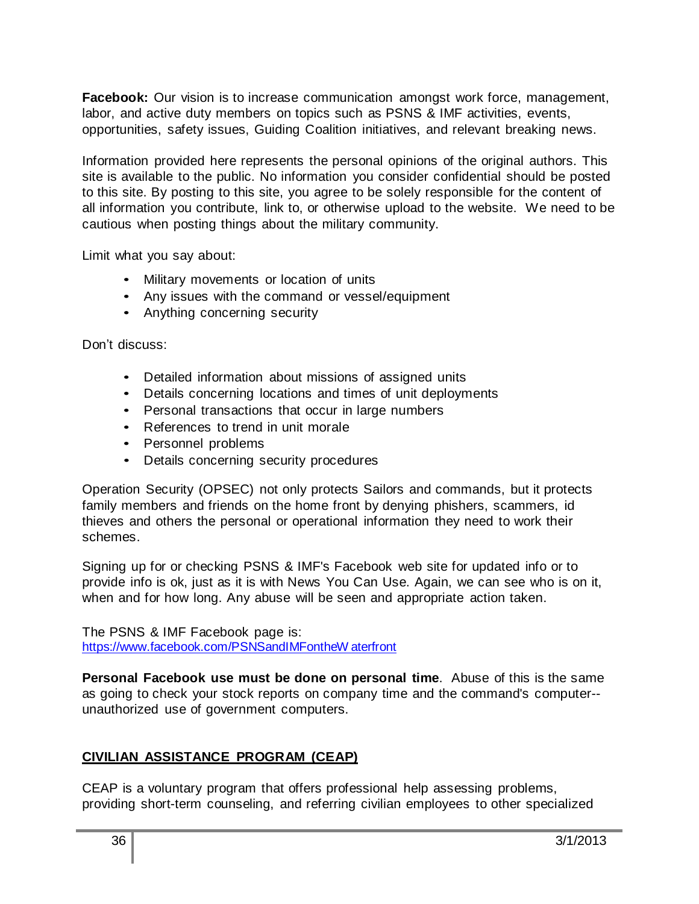**Facebook:** Our vision is to increase communication amongst work force, management, labor, and active duty members on topics such as PSNS & IMF activities, events, opportunities, safety issues, Guiding Coalition initiatives, and relevant breaking news.

Information provided here represents the personal opinions of the original authors. This site is available to the public. No information you consider confidential should be posted to this site. By posting to this site, you agree to be solely responsible for the content of all information you contribute, link to, or otherwise upload to the website. We need to be cautious when posting things about the military community.

Limit what you say about:

- Military movements or location of units
- Any issues with the command or vessel/equipment
- Anything concerning security

Don't discuss:

- Detailed information about missions of assigned units
- Details concerning locations and times of unit deployments
- Personal transactions that occur in large numbers
- References to trend in unit morale
- Personnel problems
- Details concerning security procedures

Operation Security (OPSEC) not only protects Sailors and commands, but it protects family members and friends on the home front by denying phishers, scammers, id thieves and others the personal or operational information they need to work their schemes.

Signing up for or checking PSNS & IMF's Facebook web site for updated info or to provide info is ok, just as it is with News You Can Use. Again, we can see who is on it, when and for how long. Any abuse will be seen and appropriate action taken.

The PSNS & IMF Facebook page is:
https://www.facebook.com/PSNSandIMFontheWaterfront

**Personal Facebook use must be done on personal time**. Abuse of this is the same as going to check your stock reports on company time and the command's computer--unauthorized use of government computers.

## CIVILIAN ASSISTANCE PROGRAM (CEAP)

CEAP is a voluntary program that offers professional help assessing problems, providing short-term counseling, and referring civilian employees to other specialized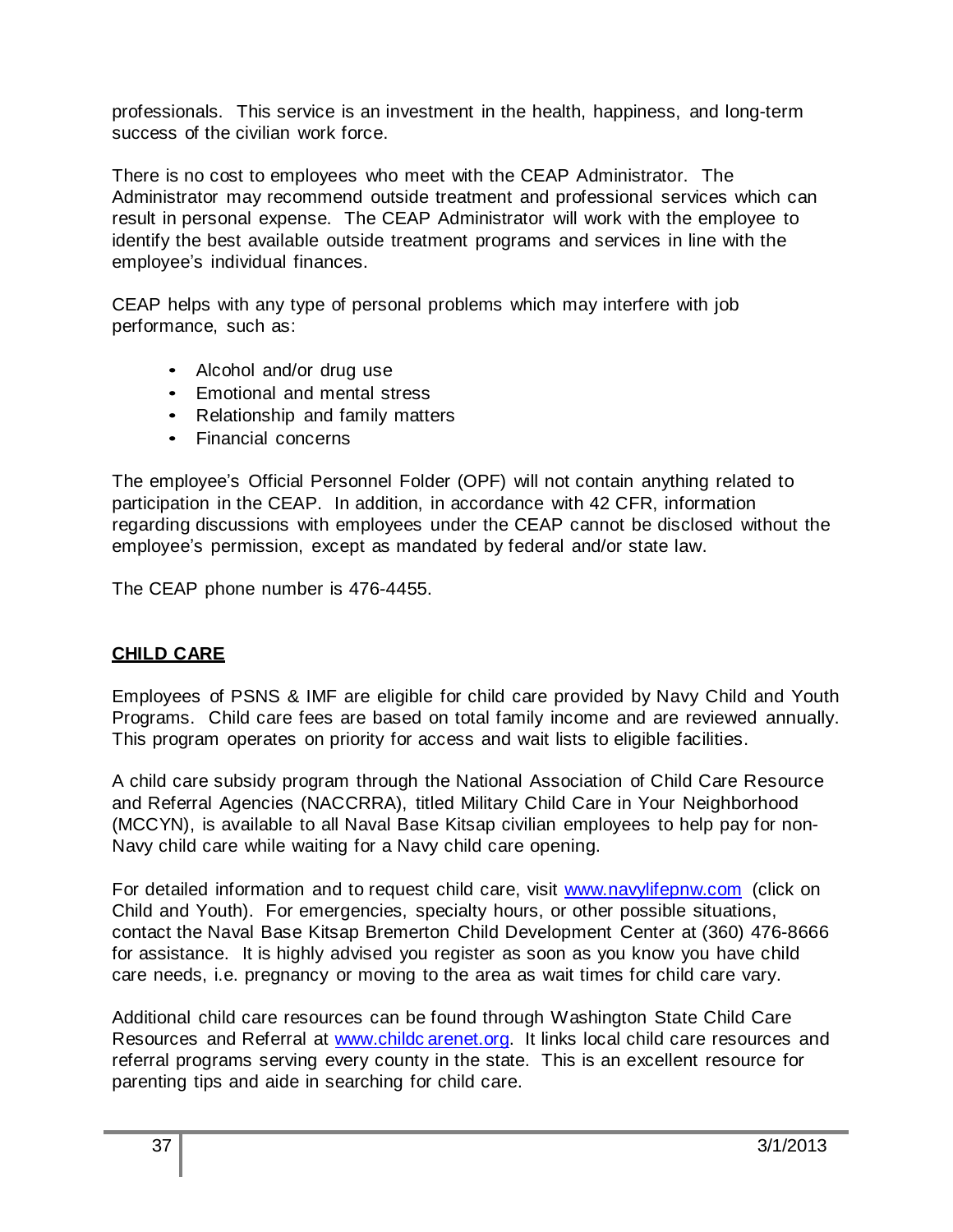professionals. This service is an investment in the health, happiness, and long-term success of the civilian work force.

There is no cost to employees who meet with the CEAP Administrator. The Administrator may recommend outside treatment and professional services which can result in personal expense. The CEAP Administrator will work with the employee to identify the best available outside treatment programs and services in line with the employee's individual finances.

CEAP helps with any type of personal problems which may interfere with job performance, such as:

- Alcohol and/or drug use
- Emotional and mental stress
- Relationship and family matters
- Financial concerns

The employee's Official Personnel Folder (OPF) will not contain anything related to participation in the CEAP. In addition, in accordance with 42 CFR, information regarding discussions with employees under the CEAP cannot be disclosed without the employee's permission, except as mandated by federal and/or state law.

The CEAP phone number is 476-4455.

## **CHILD CARE**

Employees of PSNS & IMF are eligible for child care provided by Navy Child and Youth Programs. Child care fees are based on total family income and are reviewed annually. This program operates on priority for access and wait lists to eligible facilities.

A child care subsidy program through the National Association of Child Care Resource and Referral Agencies (NACCRRA), titled Military Child Care in Your Neighborhood (MCCYN), is available to all Naval Base Kitsap civilian employees to help pay for non-Navy child care while waiting for a Navy child care opening.

For detailed information and to request child care, visit www.navylifepnw.com (click on Child and Youth). For emergencies, specialty hours, or other possible situations, contact the Naval Base Kitsap Bremerton Child Development Center at (360) 476-8666 for assistance. It is highly advised you register as soon as you know you have child care needs, i.e. pregnancy or moving to the area as wait times for child care vary.

Additional child care resources can be found through Washington State Child Care Resources and Referral at www.childcarenet.org. It links local child care resources and referral programs serving every county in the state. This is an excellent resource for parenting tips and aide in searching for child care.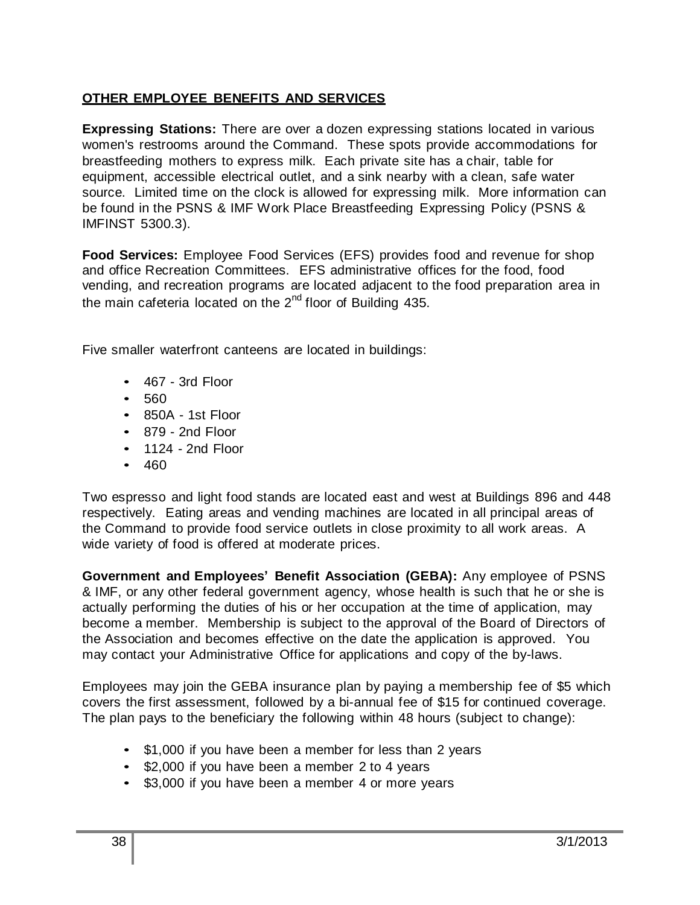**OTHER EMPLOYEE BENEFITS AND SERVICES**

**Expressing Stations:** There are over a dozen expressing stations located in various women's restrooms around the Command. These spots provide accommodations for breastfeeding mothers to express milk. Each private site has a chair, table for equipment, accessible electrical outlet, and a sink nearby with a clean, safe water source. Limited time on the clock is allowed for expressing milk. More information can be found in the PSNS & IMF Work Place Breastfeeding Expressing Policy (PSNS & IMFINST 5300.3).

**Food Services:** Employee Food Services (EFS) provides food and revenue for shop and office Recreation Committees. EFS administrative offices for the food, food vending, and recreation programs are located adjacent to the food preparation area in the main cafeteria located on the 2nd floor of Building 435.

Five smaller waterfront canteens are located in buildings:

- 467 - 3rd Floor
- 560
- 850A - 1st Floor
- 879 - 2nd Floor
- 1124 - 2nd Floor
- 460

Two espresso and light food stands are located east and west at Buildings 896 and 448 respectively. Eating areas and vending machines are located in all principal areas of the Command to provide food service outlets in close proximity to all work areas. A wide variety of food is offered at moderate prices.

**Government and Employees' Benefit Association (GEBA):** Any employee of PSNS & IMF, or any other federal government agency, whose health is such that he or she is actually performing the duties of his or her occupation at the time of application, may become a member. Membership is subject to the approval of the Board of Directors of the Association and becomes effective on the date the application is approved. You may contact your Administrative Office for applications and copy of the by-laws.

Employees may join the GEBA insurance plan by paying a membership fee of $5 which covers the first assessment, followed by a bi-annual fee of $15 for continued coverage. The plan pays to the beneficiary the following within 48 hours (subject to change):

- $1,000 if you have been a member for less than 2 years
- $2,000 if you have been a member 2 to 4 years
- $3,000 if you have been a member 4 or more years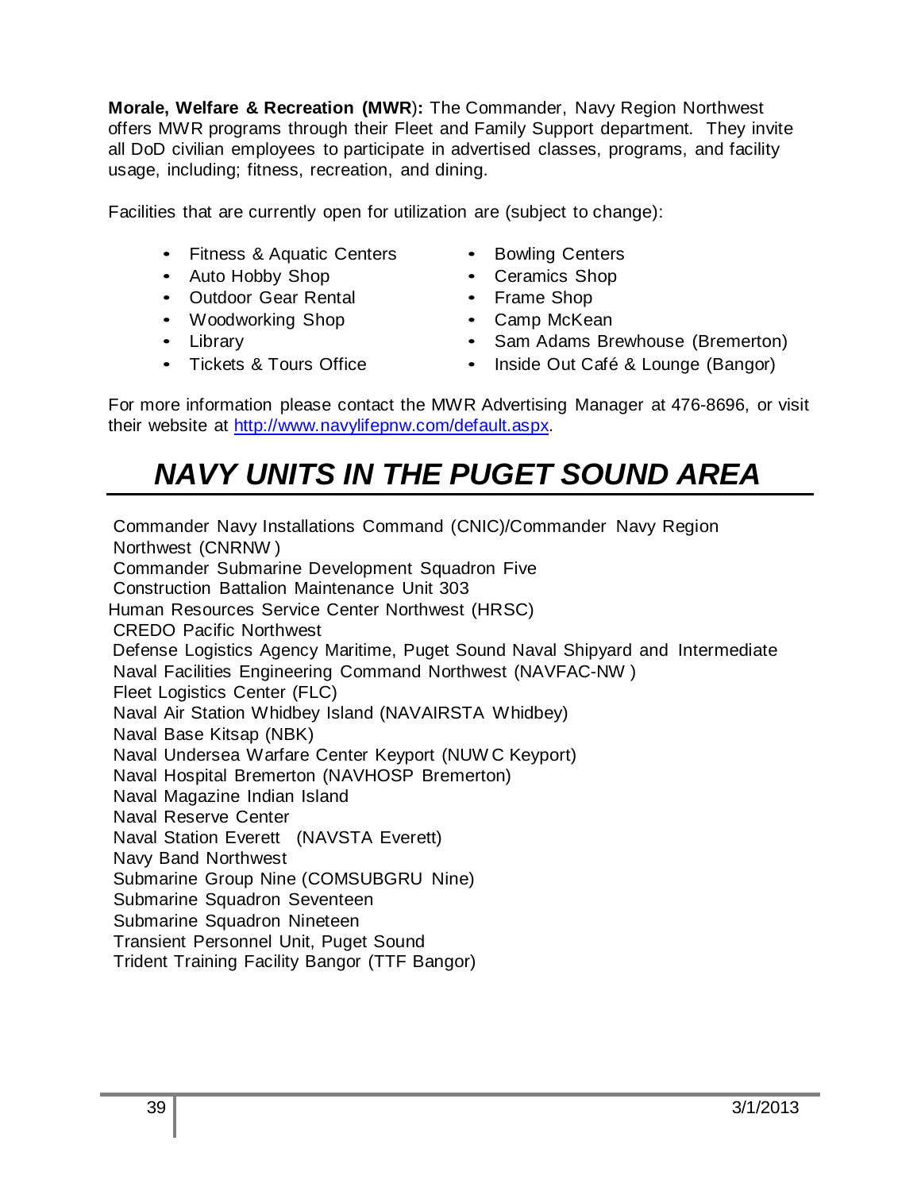**Morale, Welfare & Recreation (MWR):** The Commander, Navy Region Northwest offers MWR programs through their Fleet and Family Support department. They invite all DoD civilian employees to participate in advertised classes, programs, and facility usage, including; fitness, recreation, and dining.

Facilities that are currently open for utilization are (subject to change):

- Fitness & Aquatic Centers
- Auto Hobby Shop
- Outdoor Gear Rental
- Woodworking Shop
- Library
- Tickets & Tours Office
- Bowling Centers
- Ceramics Shop
- Frame Shop
- Camp McKean
- Sam Adams Brewhouse (Bremerton)
- Inside Out Café & Lounge (Bangor)

For more information please contact the MWR Advertising Manager at 476-8696, or visit their website at http://www.navylifepnw.com/default.aspx.

# *NAVY UNITS IN THE PUGET SOUND AREA*

Commander Navy Installations Command (CNIC)/Commander Navy Region Northwest (CNRNW)
Commander Submarine Development Squadron Five
Construction Battalion Maintenance Unit 303
Human Resources Service Center Northwest (HRSC)
CREDO Pacific Northwest
Defense Logistics Agency Maritime, Puget Sound Naval Shipyard and Intermediate
Naval Facilities Engineering Command Northwest (NAVFAC-NW)
Fleet Logistics Center (FLC)
Naval Air Station Whidbey Island (NAVAIRSTA Whidbey)
Naval Base Kitsap (NBK)
Naval Undersea Warfare Center Keyport (NUWC Keyport)
Naval Hospital Bremerton (NAVHOSP Bremerton)
Naval Magazine Indian Island
Naval Reserve Center
Naval Station Everett (NAVSTA Everett)
Navy Band Northwest
Submarine Group Nine (COMSUBGRU Nine)
Submarine Squadron Seventeen
Submarine Squadron Nineteen
Transient Personnel Unit, Puget Sound
Trident Training Facility Bangor (TTF Bangor)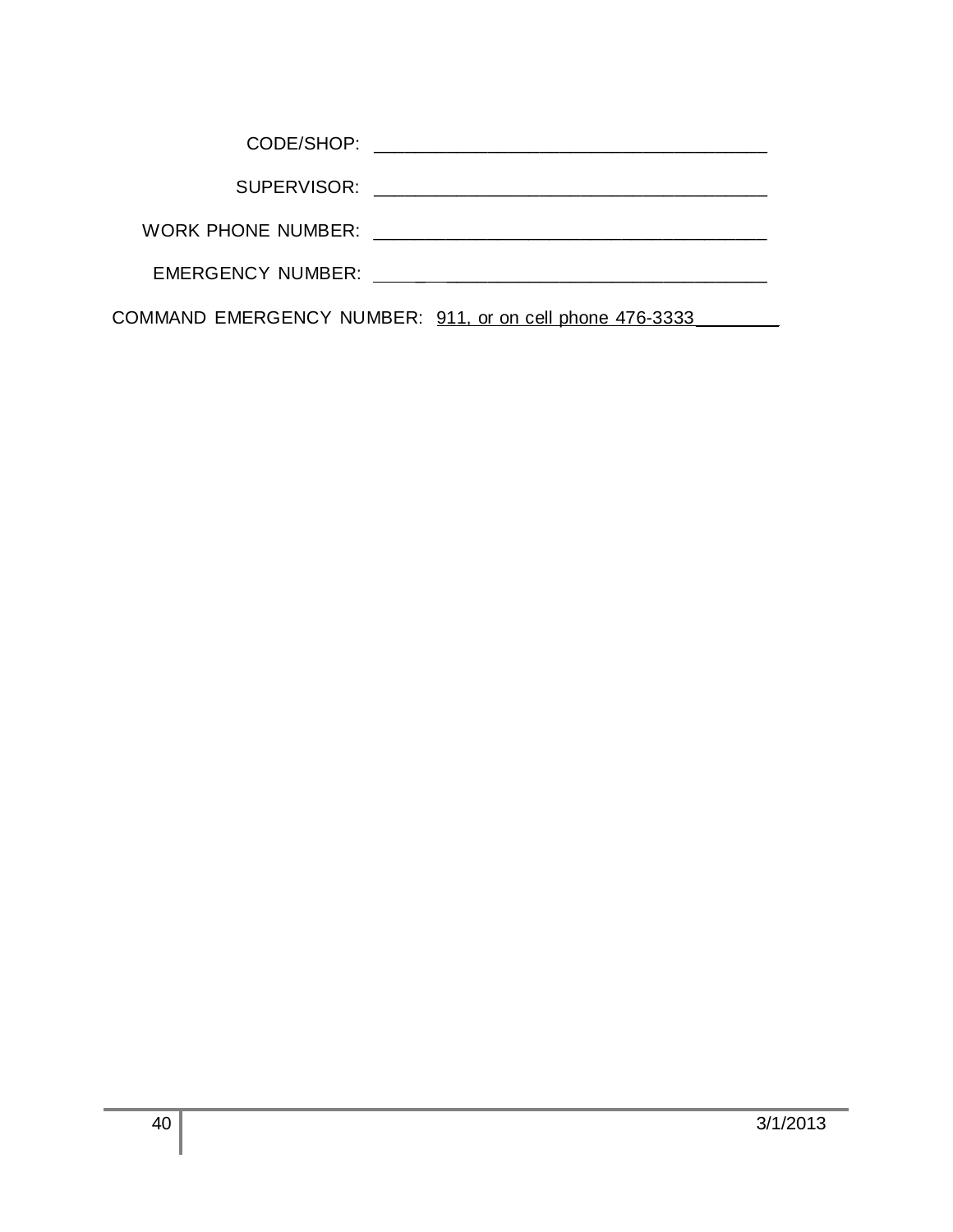CODE/SHOP: ______________________________________

SUPERVISOR: ______________________________________

WORK PHONE NUMBER: ______________________________________

EMERGENCY NUMBER: ______________________________________

COMMAND EMERGENCY NUMBER: 911, or on cell phone 476-3333________